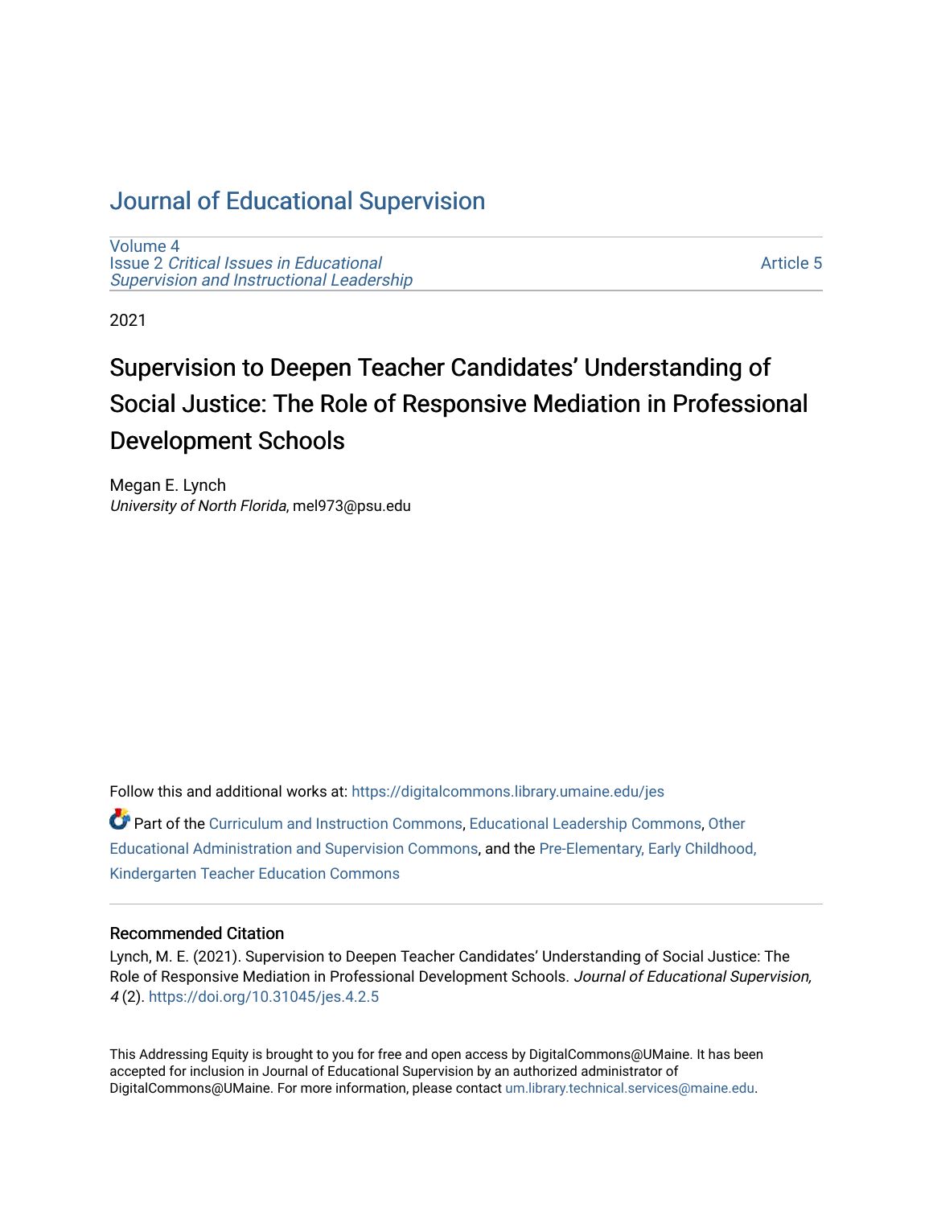# Journal of Educational Supervision

Volume 4
Issue 2 *Critical Issues in Educational Supervision and Instructional Leadership*

Article 5

2021

## Supervision to Deepen Teacher Candidates' Understanding of Social Justice: The Role of Responsive Mediation in Professional Development Schools

Megan E. Lynch
*University of North Florida*, mel973@psu.edu

Follow this and additional works at: https://digitalcommons.library.umaine.edu/jes

Part of the Curriculum and Instruction Commons, Educational Leadership Commons, Other Educational Administration and Supervision Commons, and the Pre-Elementary, Early Childhood, Kindergarten Teacher Education Commons

### Recommended Citation

Lynch, M. E. (2021). Supervision to Deepen Teacher Candidates' Understanding of Social Justice: The Role of Responsive Mediation in Professional Development Schools. *Journal of Educational Supervision, 4* (2). https://doi.org/10.31045/jes.4.2.5

This Addressing Equity is brought to you for free and open access by DigitalCommons@UMaine. It has been accepted for inclusion in Journal of Educational Supervision by an authorized administrator of DigitalCommons@UMaine. For more information, please contact um.library.technical.services@maine.edu.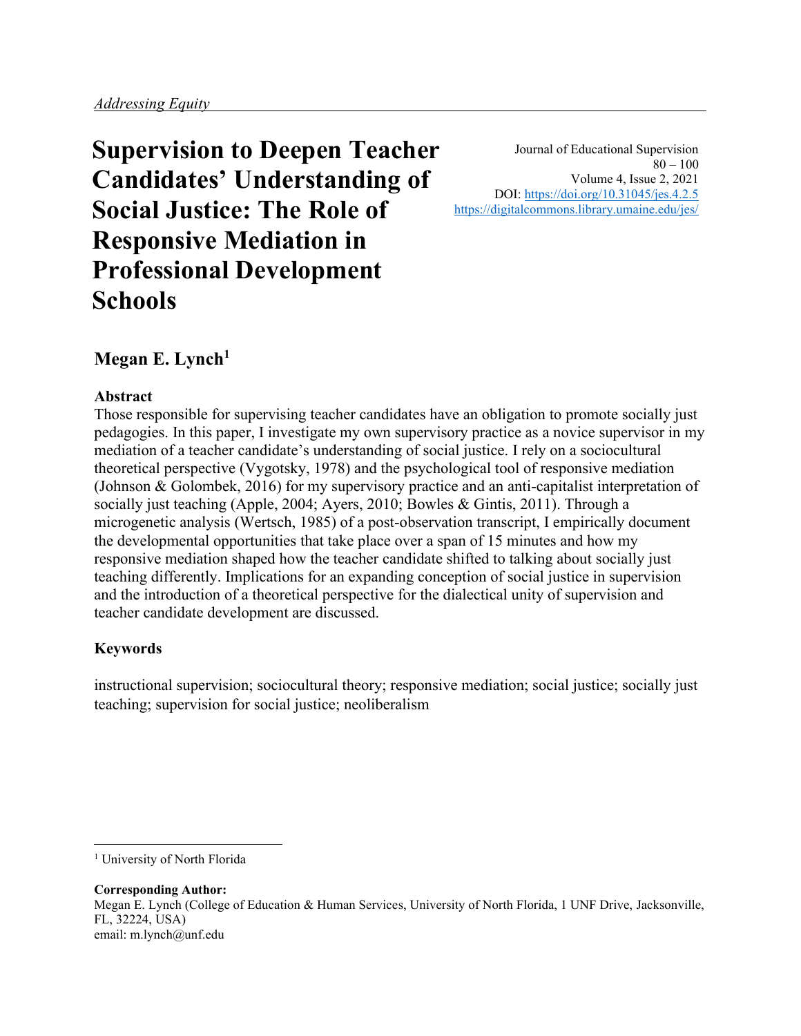*Addressing Equity*

# Supervision to Deepen Teacher Candidates' Understanding of Social Justice: The Role of Responsive Mediation in Professional Development Schools

Journal of Educational Supervision
80 – 100
Volume 4, Issue 2, 2021
DOI: https://doi.org/10.31045/jes.4.2.5
https://digitalcommons.library.umaine.edu/jes/

## Megan E. Lynch[1]

### Abstract

Those responsible for supervising teacher candidates have an obligation to promote socially just pedagogies. In this paper, I investigate my own supervisory practice as a novice supervisor in my mediation of a teacher candidate's understanding of social justice. I rely on a sociocultural theoretical perspective (Vygotsky, 1978) and the psychological tool of responsive mediation (Johnson & Golombek, 2016) for my supervisory practice and an anti-capitalist interpretation of socially just teaching (Apple, 2004; Ayers, 2010; Bowles & Gintis, 2011). Through a microgenetic analysis (Wertsch, 1985) of a post-observation transcript, I empirically document the developmental opportunities that take place over a span of 15 minutes and how my responsive mediation shaped how the teacher candidate shifted to talking about socially just teaching differently. Implications for an expanding conception of social justice in supervision and the introduction of a theoretical perspective for the dialectical unity of supervision and teacher candidate development are discussed.

### Keywords

instructional supervision; sociocultural theory; responsive mediation; social justice; socially just teaching; supervision for social justice; neoliberalism

---

[1] University of North Florida

**Corresponding Author:**
Megan E. Lynch (College of Education & Human Services, University of North Florida, 1 UNF Drive, Jacksonville, FL, 32224, USA)
email: m.lynch@unf.edu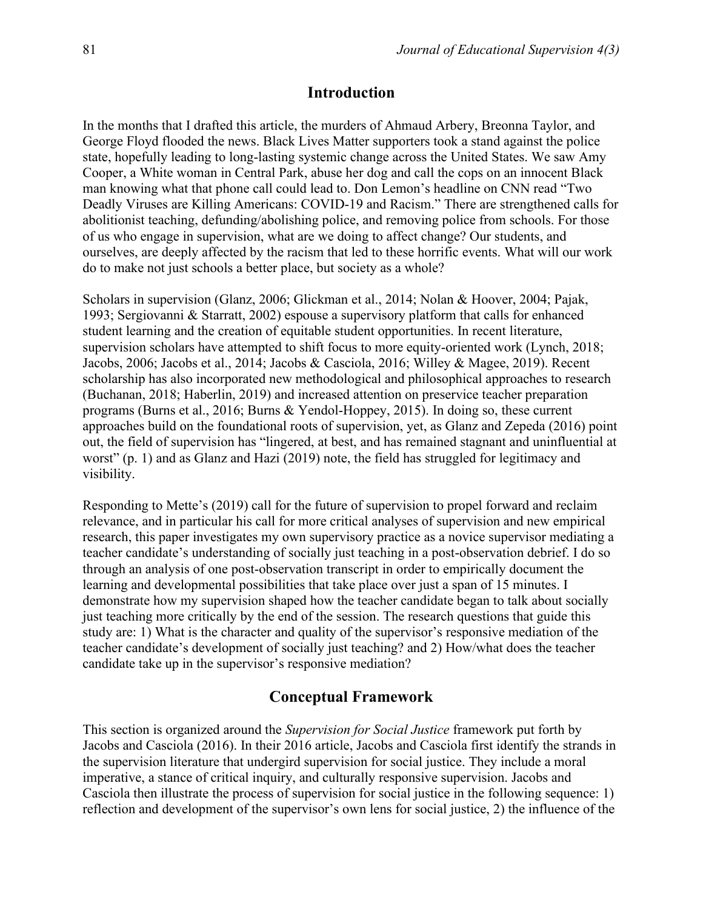## Introduction

In the months that I drafted this article, the murders of Ahmaud Arbery, Breonna Taylor, and George Floyd flooded the news. Black Lives Matter supporters took a stand against the police state, hopefully leading to long-lasting systemic change across the United States. We saw Amy Cooper, a White woman in Central Park, abuse her dog and call the cops on an innocent Black man knowing what that phone call could lead to. Don Lemon's headline on CNN read "Two Deadly Viruses are Killing Americans: COVID-19 and Racism." There are strengthened calls for abolitionist teaching, defunding/abolishing police, and removing police from schools. For those of us who engage in supervision, what are we doing to affect change? Our students, and ourselves, are deeply affected by the racism that led to these horrific events. What will our work do to make not just schools a better place, but society as a whole?

Scholars in supervision (Glanz, 2006; Glickman et al., 2014; Nolan & Hoover, 2004; Pajak, 1993; Sergiovanni & Starratt, 2002) espouse a supervisory platform that calls for enhanced student learning and the creation of equitable student opportunities. In recent literature, supervision scholars have attempted to shift focus to more equity-oriented work (Lynch, 2018; Jacobs, 2006; Jacobs et al., 2014; Jacobs & Casciola, 2016; Willey & Magee, 2019). Recent scholarship has also incorporated new methodological and philosophical approaches to research (Buchanan, 2018; Haberlin, 2019) and increased attention on preservice teacher preparation programs (Burns et al., 2016; Burns & Yendol-Hoppey, 2015). In doing so, these current approaches build on the foundational roots of supervision, yet, as Glanz and Zepeda (2016) point out, the field of supervision has "lingered, at best, and has remained stagnant and uninfluential at worst" (p. 1) and as Glanz and Hazi (2019) note, the field has struggled for legitimacy and visibility.

Responding to Mette's (2019) call for the future of supervision to propel forward and reclaim relevance, and in particular his call for more critical analyses of supervision and new empirical research, this paper investigates my own supervisory practice as a novice supervisor mediating a teacher candidate's understanding of socially just teaching in a post-observation debrief. I do so through an analysis of one post-observation transcript in order to empirically document the learning and developmental possibilities that take place over just a span of 15 minutes. I demonstrate how my supervision shaped how the teacher candidate began to talk about socially just teaching more critically by the end of the session. The research questions that guide this study are: 1) What is the character and quality of the supervisor's responsive mediation of the teacher candidate's development of socially just teaching? and 2) How/what does the teacher candidate take up in the supervisor's responsive mediation?

## Conceptual Framework

This section is organized around the *Supervision for Social Justice* framework put forth by Jacobs and Casciola (2016). In their 2016 article, Jacobs and Casciola first identify the strands in the supervision literature that undergird supervision for social justice. They include a moral imperative, a stance of critical inquiry, and culturally responsive supervision. Jacobs and Casciola then illustrate the process of supervision for social justice in the following sequence: 1) reflection and development of the supervisor's own lens for social justice, 2) the influence of the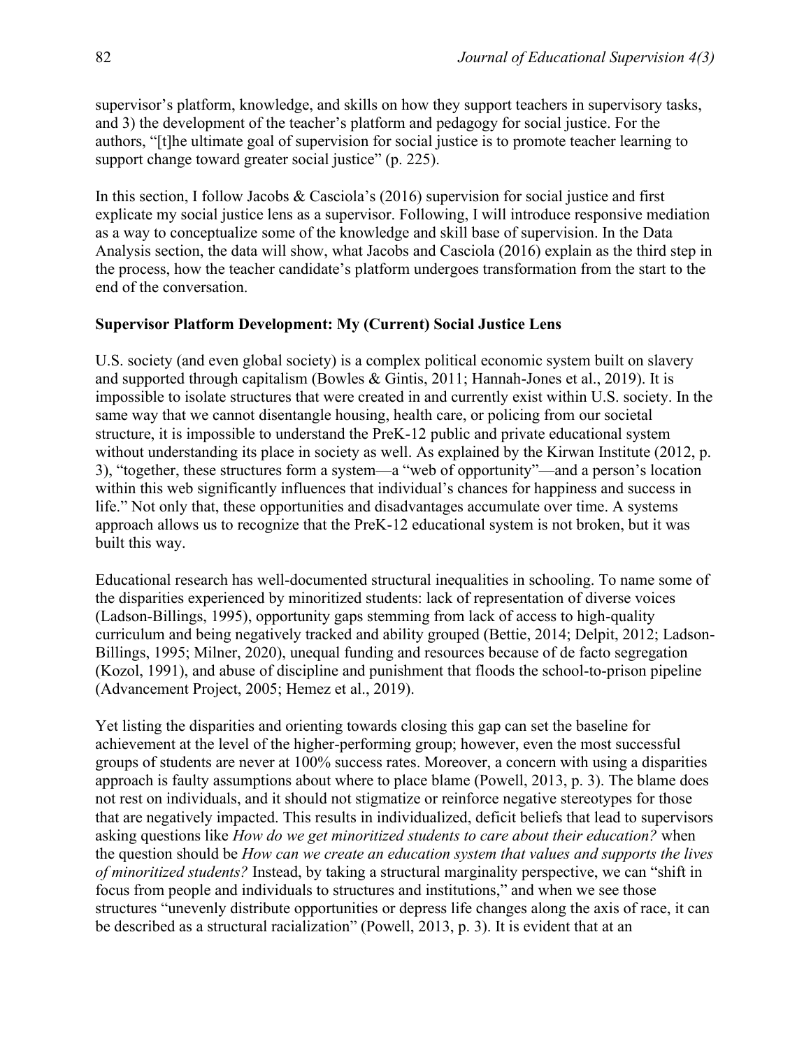supervisor's platform, knowledge, and skills on how they support teachers in supervisory tasks, and 3) the development of the teacher's platform and pedagogy for social justice. For the authors, "[t]he ultimate goal of supervision for social justice is to promote teacher learning to support change toward greater social justice" (p. 225).

In this section, I follow Jacobs & Casciola's (2016) supervision for social justice and first explicate my social justice lens as a supervisor. Following, I will introduce responsive mediation as a way to conceptualize some of the knowledge and skill base of supervision. In the Data Analysis section, the data will show, what Jacobs and Casciola (2016) explain as the third step in the process, how the teacher candidate's platform undergoes transformation from the start to the end of the conversation.

### Supervisor Platform Development: My (Current) Social Justice Lens

U.S. society (and even global society) is a complex political economic system built on slavery and supported through capitalism (Bowles & Gintis, 2011; Hannah-Jones et al., 2019). It is impossible to isolate structures that were created in and currently exist within U.S. society. In the same way that we cannot disentangle housing, health care, or policing from our societal structure, it is impossible to understand the PreK-12 public and private educational system without understanding its place in society as well. As explained by the Kirwan Institute (2012, p. 3), "together, these structures form a system—a "web of opportunity"—and a person's location within this web significantly influences that individual's chances for happiness and success in life." Not only that, these opportunities and disadvantages accumulate over time. A systems approach allows us to recognize that the PreK-12 educational system is not broken, but it was built this way.

Educational research has well-documented structural inequalities in schooling. To name some of the disparities experienced by minoritized students: lack of representation of diverse voices (Ladson-Billings, 1995), opportunity gaps stemming from lack of access to high-quality curriculum and being negatively tracked and ability grouped (Bettie, 2014; Delpit, 2012; Ladson-Billings, 1995; Milner, 2020), unequal funding and resources because of de facto segregation (Kozol, 1991), and abuse of discipline and punishment that floods the school-to-prison pipeline (Advancement Project, 2005; Hemez et al., 2019).

Yet listing the disparities and orienting towards closing this gap can set the baseline for achievement at the level of the higher-performing group; however, even the most successful groups of students are never at 100% success rates. Moreover, a concern with using a disparities approach is faulty assumptions about where to place blame (Powell, 2013, p. 3). The blame does not rest on individuals, and it should not stigmatize or reinforce negative stereotypes for those that are negatively impacted. This results in individualized, deficit beliefs that lead to supervisors asking questions like *How do we get minoritized students to care about their education?* when the question should be *How can we create an education system that values and supports the lives of minoritized students?* Instead, by taking a structural marginality perspective, we can "shift in focus from people and individuals to structures and institutions," and when we see those structures "unevenly distribute opportunities or depress life changes along the axis of race, it can be described as a structural racialization" (Powell, 2013, p. 3). It is evident that at an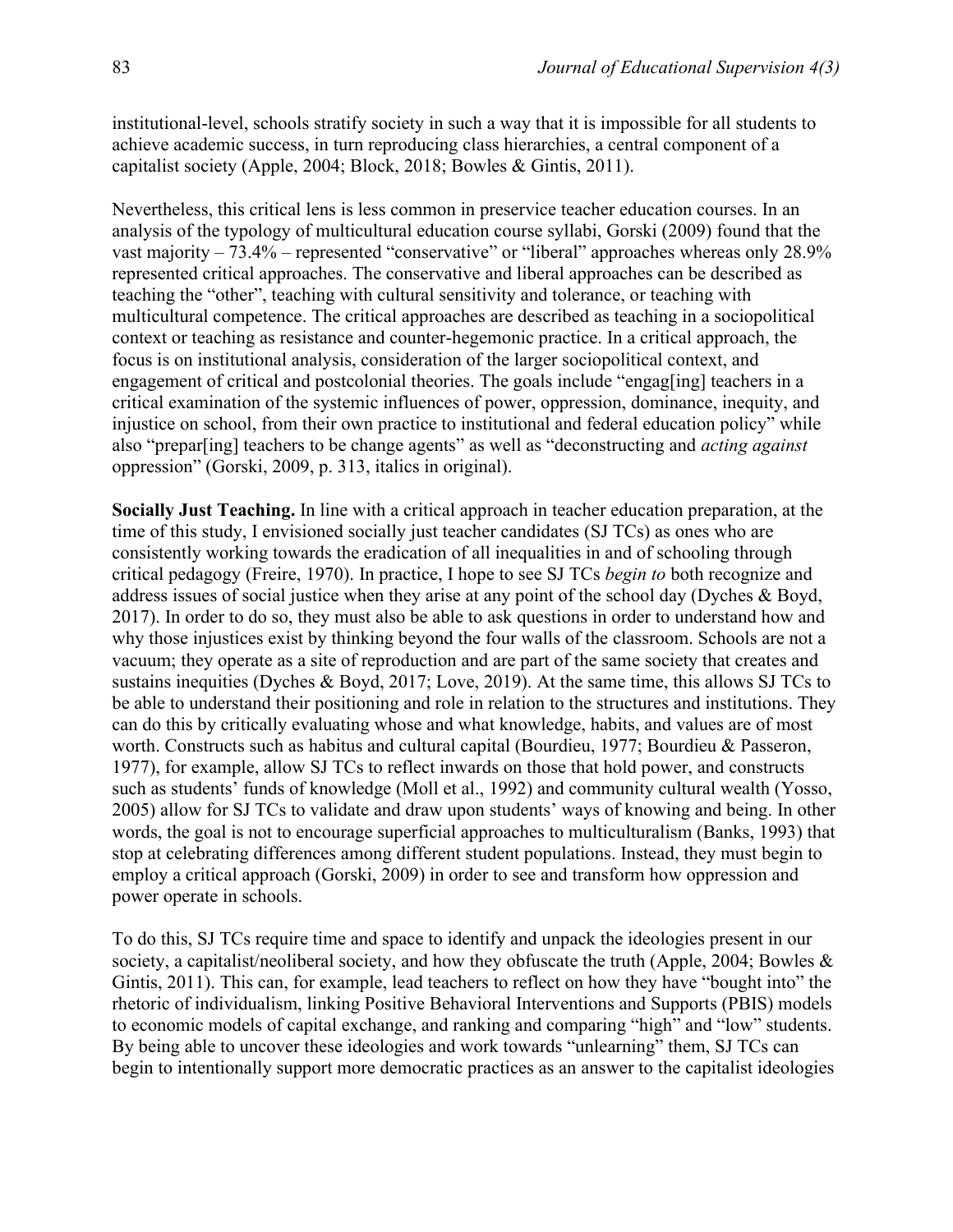institutional-level, schools stratify society in such a way that it is impossible for all students to achieve academic success, in turn reproducing class hierarchies, a central component of a capitalist society (Apple, 2004; Block, 2018; Bowles & Gintis, 2011).

Nevertheless, this critical lens is less common in preservice teacher education courses. In an analysis of the typology of multicultural education course syllabi, Gorski (2009) found that the vast majority – 73.4% – represented "conservative" or "liberal" approaches whereas only 28.9% represented critical approaches. The conservative and liberal approaches can be described as teaching the "other", teaching with cultural sensitivity and tolerance, or teaching with multicultural competence. The critical approaches are described as teaching in a sociopolitical context or teaching as resistance and counter-hegemonic practice. In a critical approach, the focus is on institutional analysis, consideration of the larger sociopolitical context, and engagement of critical and postcolonial theories. The goals include "engag[ing] teachers in a critical examination of the systemic influences of power, oppression, dominance, inequity, and injustice on school, from their own practice to institutional and federal education policy" while also "prepar[ing] teachers to be change agents" as well as "deconstructing and *acting against* oppression" (Gorski, 2009, p. 313, italics in original).

**Socially Just Teaching.** In line with a critical approach in teacher education preparation, at the time of this study, I envisioned socially just teacher candidates (SJ TCs) as ones who are consistently working towards the eradication of all inequalities in and of schooling through critical pedagogy (Freire, 1970). In practice, I hope to see SJ TCs *begin to* both recognize and address issues of social justice when they arise at any point of the school day (Dyches & Boyd, 2017). In order to do so, they must also be able to ask questions in order to understand how and why those injustices exist by thinking beyond the four walls of the classroom. Schools are not a vacuum; they operate as a site of reproduction and are part of the same society that creates and sustains inequities (Dyches & Boyd, 2017; Love, 2019). At the same time, this allows SJ TCs to be able to understand their positioning and role in relation to the structures and institutions. They can do this by critically evaluating whose and what knowledge, habits, and values are of most worth. Constructs such as habitus and cultural capital (Bourdieu, 1977; Bourdieu & Passeron, 1977), for example, allow SJ TCs to reflect inwards on those that hold power, and constructs such as students' funds of knowledge (Moll et al., 1992) and community cultural wealth (Yosso, 2005) allow for SJ TCs to validate and draw upon students' ways of knowing and being. In other words, the goal is not to encourage superficial approaches to multiculturalism (Banks, 1993) that stop at celebrating differences among different student populations. Instead, they must begin to employ a critical approach (Gorski, 2009) in order to see and transform how oppression and power operate in schools.

To do this, SJ TCs require time and space to identify and unpack the ideologies present in our society, a capitalist/neoliberal society, and how they obfuscate the truth (Apple, 2004; Bowles & Gintis, 2011). This can, for example, lead teachers to reflect on how they have "bought into" the rhetoric of individualism, linking Positive Behavioral Interventions and Supports (PBIS) models to economic models of capital exchange, and ranking and comparing "high" and "low" students. By being able to uncover these ideologies and work towards "unlearning" them, SJ TCs can begin to intentionally support more democratic practices as an answer to the capitalist ideologies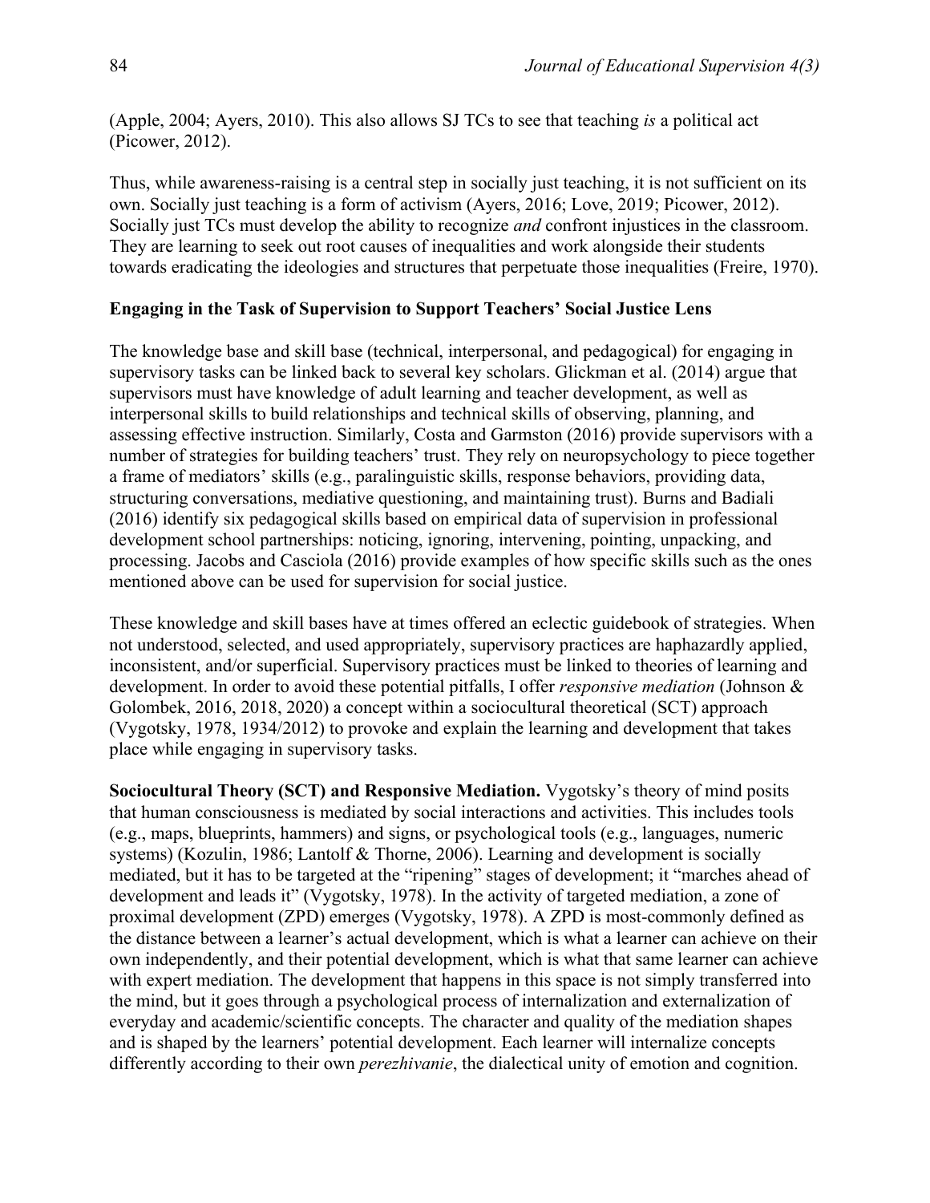(Apple, 2004; Ayers, 2010). This also allows SJ TCs to see that teaching *is* a political act (Picower, 2012).

Thus, while awareness-raising is a central step in socially just teaching, it is not sufficient on its own. Socially just teaching is a form of activism (Ayers, 2016; Love, 2019; Picower, 2012). Socially just TCs must develop the ability to recognize *and* confront injustices in the classroom. They are learning to seek out root causes of inequalities and work alongside their students towards eradicating the ideologies and structures that perpetuate those inequalities (Freire, 1970).

### Engaging in the Task of Supervision to Support Teachers' Social Justice Lens

The knowledge base and skill base (technical, interpersonal, and pedagogical) for engaging in supervisory tasks can be linked back to several key scholars. Glickman et al. (2014) argue that supervisors must have knowledge of adult learning and teacher development, as well as interpersonal skills to build relationships and technical skills of observing, planning, and assessing effective instruction. Similarly, Costa and Garmston (2016) provide supervisors with a number of strategies for building teachers' trust. They rely on neuropsychology to piece together a frame of mediators' skills (e.g., paralinguistic skills, response behaviors, providing data, structuring conversations, mediative questioning, and maintaining trust). Burns and Badiali (2016) identify six pedagogical skills based on empirical data of supervision in professional development school partnerships: noticing, ignoring, intervening, pointing, unpacking, and processing. Jacobs and Casciola (2016) provide examples of how specific skills such as the ones mentioned above can be used for supervision for social justice.

These knowledge and skill bases have at times offered an eclectic guidebook of strategies. When not understood, selected, and used appropriately, supervisory practices are haphazardly applied, inconsistent, and/or superficial. Supervisory practices must be linked to theories of learning and development. In order to avoid these potential pitfalls, I offer *responsive mediation* (Johnson & Golombek, 2016, 2018, 2020) a concept within a sociocultural theoretical (SCT) approach (Vygotsky, 1978, 1934/2012) to provoke and explain the learning and development that takes place while engaging in supervisory tasks.

**Sociocultural Theory (SCT) and Responsive Mediation.** Vygotsky's theory of mind posits that human consciousness is mediated by social interactions and activities. This includes tools (e.g., maps, blueprints, hammers) and signs, or psychological tools (e.g., languages, numeric systems) (Kozulin, 1986; Lantolf & Thorne, 2006). Learning and development is socially mediated, but it has to be targeted at the "ripening" stages of development; it "marches ahead of development and leads it" (Vygotsky, 1978). In the activity of targeted mediation, a zone of proximal development (ZPD) emerges (Vygotsky, 1978). A ZPD is most-commonly defined as the distance between a learner's actual development, which is what a learner can achieve on their own independently, and their potential development, which is what that same learner can achieve with expert mediation. The development that happens in this space is not simply transferred into the mind, but it goes through a psychological process of internalization and externalization of everyday and academic/scientific concepts. The character and quality of the mediation shapes and is shaped by the learners' potential development. Each learner will internalize concepts differently according to their own *perezhivanie*, the dialectical unity of emotion and cognition.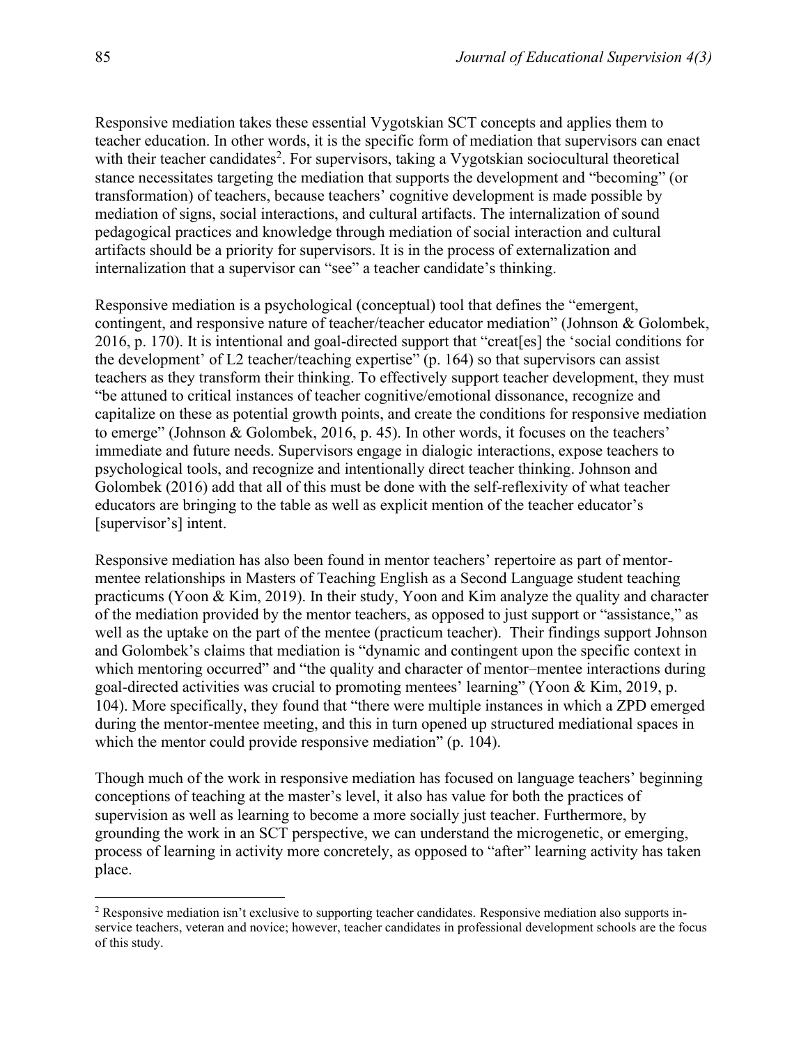Responsive mediation takes these essential Vygotskian SCT concepts and applies them to teacher education. In other words, it is the specific form of mediation that supervisors can enact with their teacher candidates[2]. For supervisors, taking a Vygotskian sociocultural theoretical stance necessitates targeting the mediation that supports the development and "becoming" (or transformation) of teachers, because teachers' cognitive development is made possible by mediation of signs, social interactions, and cultural artifacts. The internalization of sound pedagogical practices and knowledge through mediation of social interaction and cultural artifacts should be a priority for supervisors. It is in the process of externalization and internalization that a supervisor can "see" a teacher candidate's thinking.

Responsive mediation is a psychological (conceptual) tool that defines the "emergent, contingent, and responsive nature of teacher/teacher educator mediation" (Johnson & Golombek, 2016, p. 170). It is intentional and goal-directed support that "creat[es] the 'social conditions for the development' of L2 teacher/teaching expertise" (p. 164) so that supervisors can assist teachers as they transform their thinking. To effectively support teacher development, they must "be attuned to critical instances of teacher cognitive/emotional dissonance, recognize and capitalize on these as potential growth points, and create the conditions for responsive mediation to emerge" (Johnson & Golombek, 2016, p. 45). In other words, it focuses on the teachers' immediate and future needs. Supervisors engage in dialogic interactions, expose teachers to psychological tools, and recognize and intentionally direct teacher thinking. Johnson and Golombek (2016) add that all of this must be done with the self-reflexivity of what teacher educators are bringing to the table as well as explicit mention of the teacher educator's [supervisor's] intent.

Responsive mediation has also been found in mentor teachers' repertoire as part of mentor-mentee relationships in Masters of Teaching English as a Second Language student teaching practicums (Yoon & Kim, 2019). In their study, Yoon and Kim analyze the quality and character of the mediation provided by the mentor teachers, as opposed to just support or "assistance," as well as the uptake on the part of the mentee (practicum teacher). Their findings support Johnson and Golombek's claims that mediation is "dynamic and contingent upon the specific context in which mentoring occurred" and "the quality and character of mentor–mentee interactions during goal-directed activities was crucial to promoting mentees' learning" (Yoon & Kim, 2019, p. 104). More specifically, they found that "there were multiple instances in which a ZPD emerged during the mentor-mentee meeting, and this in turn opened up structured mediational spaces in which the mentor could provide responsive mediation" (p. 104).

Though much of the work in responsive mediation has focused on language teachers' beginning conceptions of teaching at the master's level, it also has value for both the practices of supervision as well as learning to become a more socially just teacher. Furthermore, by grounding the work in an SCT perspective, we can understand the microgenetic, or emerging, process of learning in activity more concretely, as opposed to "after" learning activity has taken place.

[2] Responsive mediation isn't exclusive to supporting teacher candidates. Responsive mediation also supports in-service teachers, veteran and novice; however, teacher candidates in professional development schools are the focus of this study.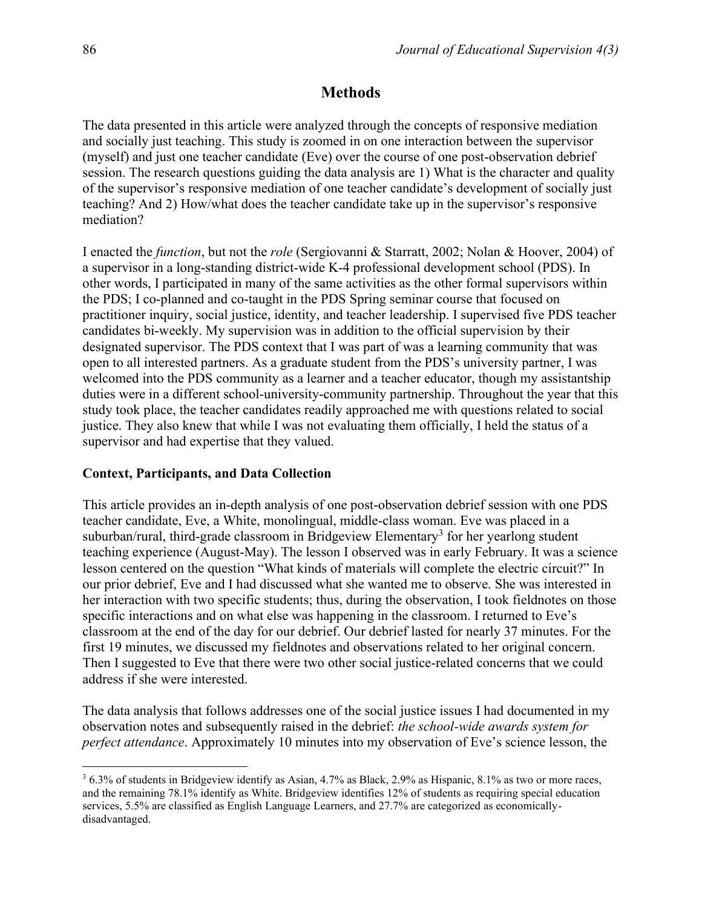## Methods

The data presented in this article were analyzed through the concepts of responsive mediation and socially just teaching. This study is zoomed in on one interaction between the supervisor (myself) and just one teacher candidate (Eve) over the course of one post-observation debrief session. The research questions guiding the data analysis are 1) What is the character and quality of the supervisor's responsive mediation of one teacher candidate's development of socially just teaching? And 2) How/what does the teacher candidate take up in the supervisor's responsive mediation?

I enacted the *function*, but not the *role* (Sergiovanni & Starratt, 2002; Nolan & Hoover, 2004) of a supervisor in a long-standing district-wide K-4 professional development school (PDS). In other words, I participated in many of the same activities as the other formal supervisors within the PDS; I co-planned and co-taught in the PDS Spring seminar course that focused on practitioner inquiry, social justice, identity, and teacher leadership. I supervised five PDS teacher candidates bi-weekly. My supervision was in addition to the official supervision by their designated supervisor. The PDS context that I was part of was a learning community that was open to all interested partners. As a graduate student from the PDS's university partner, I was welcomed into the PDS community as a learner and a teacher educator, though my assistantship duties were in a different school-university-community partnership. Throughout the year that this study took place, the teacher candidates readily approached me with questions related to social justice. They also knew that while I was not evaluating them officially, I held the status of a supervisor and had expertise that they valued.

### Context, Participants, and Data Collection

This article provides an in-depth analysis of one post-observation debrief session with one PDS teacher candidate, Eve, a White, monolingual, middle-class woman. Eve was placed in a suburban/rural, third-grade classroom in Bridgeview Elementary[3] for her yearlong student teaching experience (August-May). The lesson I observed was in early February. It was a science lesson centered on the question "What kinds of materials will complete the electric circuit?" In our prior debrief, Eve and I had discussed what she wanted me to observe. She was interested in her interaction with two specific students; thus, during the observation, I took fieldnotes on those specific interactions and on what else was happening in the classroom. I returned to Eve's classroom at the end of the day for our debrief. Our debrief lasted for nearly 37 minutes. For the first 19 minutes, we discussed my fieldnotes and observations related to her original concern. Then I suggested to Eve that there were two other social justice-related concerns that we could address if she were interested.

The data analysis that follows addresses one of the social justice issues I had documented in my observation notes and subsequently raised in the debrief: *the school-wide awards system for perfect attendance*. Approximately 10 minutes into my observation of Eve's science lesson, the

---

[3] 6.3% of students in Bridgeview identify as Asian, 4.7% as Black, 2.9% as Hispanic, 8.1% as two or more races, and the remaining 78.1% identify as White. Bridgeview identifies 12% of students as requiring special education services, 5.5% are classified as English Language Learners, and 27.7% are categorized as economically-disadvantaged.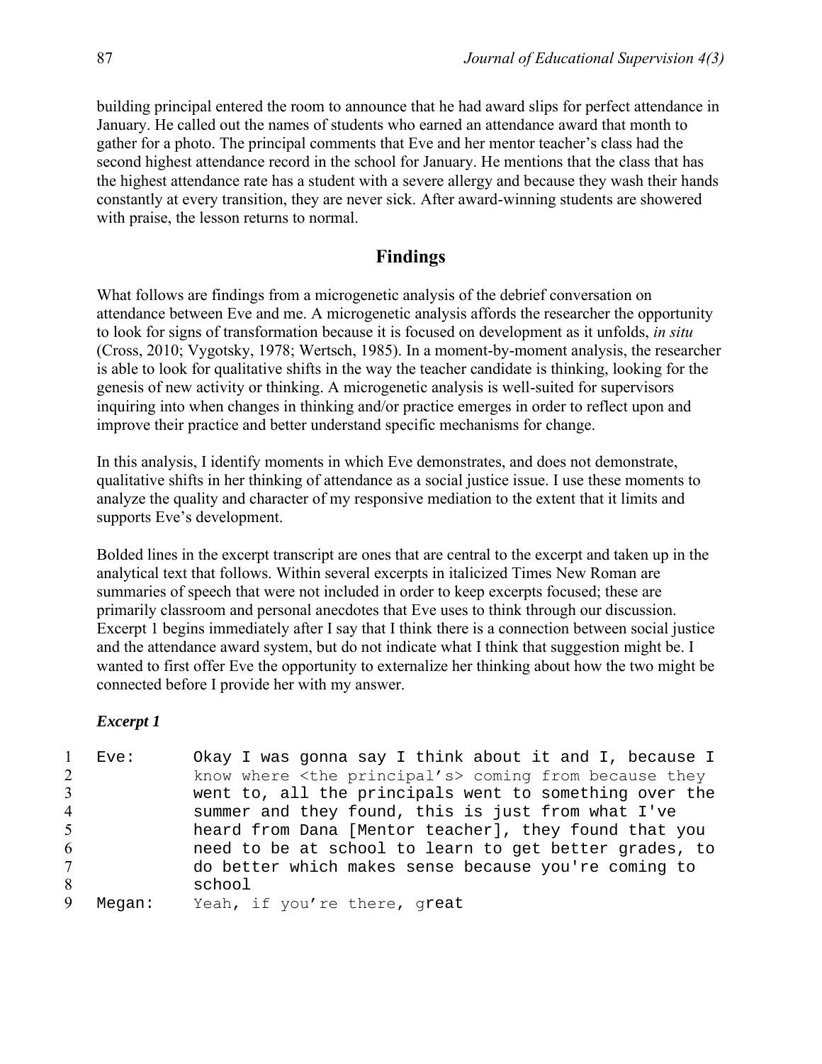building principal entered the room to announce that he had award slips for perfect attendance in January. He called out the names of students who earned an attendance award that month to gather for a photo. The principal comments that Eve and her mentor teacher's class had the second highest attendance record in the school for January. He mentions that the class that has the highest attendance rate has a student with a severe allergy and because they wash their hands constantly at every transition, they are never sick. After award-winning students are showered with praise, the lesson returns to normal.

## Findings

What follows are findings from a microgenetic analysis of the debrief conversation on attendance between Eve and me. A microgenetic analysis affords the researcher the opportunity to look for signs of transformation because it is focused on development as it unfolds, *in situ* (Cross, 2010; Vygotsky, 1978; Wertsch, 1985). In a moment-by-moment analysis, the researcher is able to look for qualitative shifts in the way the teacher candidate is thinking, looking for the genesis of new activity or thinking. A microgenetic analysis is well-suited for supervisors inquiring into when changes in thinking and/or practice emerges in order to reflect upon and improve their practice and better understand specific mechanisms for change.

In this analysis, I identify moments in which Eve demonstrates, and does not demonstrate, qualitative shifts in her thinking of attendance as a social justice issue. I use these moments to analyze the quality and character of my responsive mediation to the extent that it limits and supports Eve's development.

Bolded lines in the excerpt transcript are ones that are central to the excerpt and taken up in the analytical text that follows. Within several excerpts in italicized Times New Roman are summaries of speech that were not included in order to keep excerpts focused; these are primarily classroom and personal anecdotes that Eve uses to think through our discussion. Excerpt 1 begins immediately after I say that I think there is a connection between social justice and the attendance award system, but do not indicate what I think that suggestion might be. I wanted to first offer Eve the opportunity to externalize her thinking about how the two might be connected before I provide her with my answer.

### *Excerpt 1*

```
1  Eve:     Okay I was gonna say I think about it and I, because I
2            know where <the principal's> coming from because they
3            went to, all the principals went to something over the
4            summer and they found, this is just from what I've
5            heard from Dana [Mentor teacher], they found that you
6            need to be at school to learn to get better grades, to
7            do better which makes sense because you're coming to
8            school
9  Megan:   Yeah, if you're there, great
```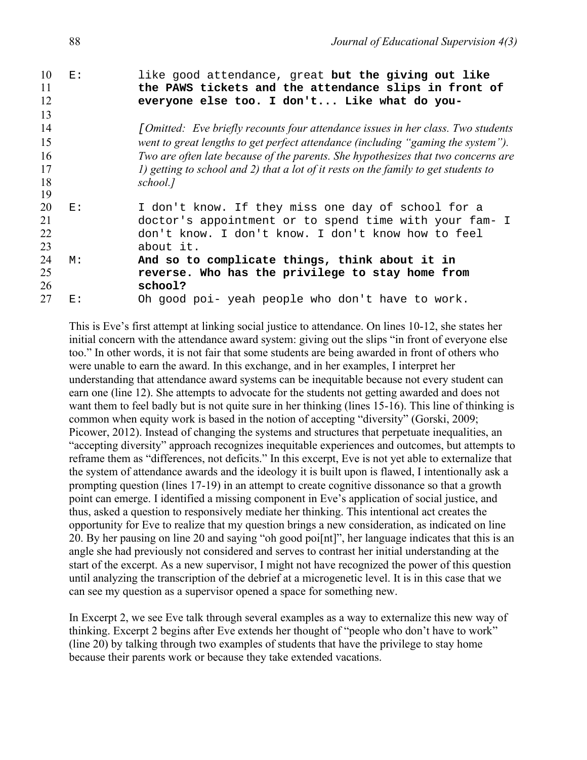```
10  E:    like good attendance, great but the giving out like
11        the PAWS tickets and the attendance slips in front of
12        everyone else too. I don't... Like what do you-
13
14        [Omitted: Eve briefly recounts four attendance issues in her class. Two students
15        went to great lengths to get perfect attendance (including "gaming the system").
16        Two are often late because of the parents. She hypothesizes that two concerns are
17        1) getting to school and 2) that a lot of it rests on the family to get students to
18        school.]
19
20  E:    I don't know. If they miss one day of school for a
21        doctor's appointment or to spend time with your fam- I
22        don't know. I don't know. I don't know how to feel
23        about it.
24  M:    And so to complicate things, think about it in
25        reverse. Who has the privilege to stay home from
26        school?
27  E:    Oh good poi- yeah people who don't have to work.
```

This is Eve's first attempt at linking social justice to attendance. On lines 10-12, she states her initial concern with the attendance award system: giving out the slips "in front of everyone else too." In other words, it is not fair that some students are being awarded in front of others who were unable to earn the award. In this exchange, and in her examples, I interpret her understanding that attendance award systems can be inequitable because not every student can earn one (line 12). She attempts to advocate for the students not getting awarded and does not want them to feel badly but is not quite sure in her thinking (lines 15-16). This line of thinking is common when equity work is based in the notion of accepting "diversity" (Gorski, 2009; Picower, 2012). Instead of changing the systems and structures that perpetuate inequalities, an "accepting diversity" approach recognizes inequitable experiences and outcomes, but attempts to reframe them as "differences, not deficits." In this excerpt, Eve is not yet able to externalize that the system of attendance awards and the ideology it is built upon is flawed, I intentionally ask a prompting question (lines 17-19) in an attempt to create cognitive dissonance so that a growth point can emerge. I identified a missing component in Eve's application of social justice, and thus, asked a question to responsively mediate her thinking. This intentional act creates the opportunity for Eve to realize that my question brings a new consideration, as indicated on line 20. By her pausing on line 20 and saying "oh good poi[nt]", her language indicates that this is an angle she had previously not considered and serves to contrast her initial understanding at the start of the excerpt. As a new supervisor, I might not have recognized the power of this question until analyzing the transcription of the debrief at a microgenetic level. It is in this case that we can see my question as a supervisor opened a space for something new.

In Excerpt 2, we see Eve talk through several examples as a way to externalize this new way of thinking. Excerpt 2 begins after Eve extends her thought of "people who don't have to work" (line 20) by talking through two examples of students that have the privilege to stay home because their parents work or because they take extended vacations.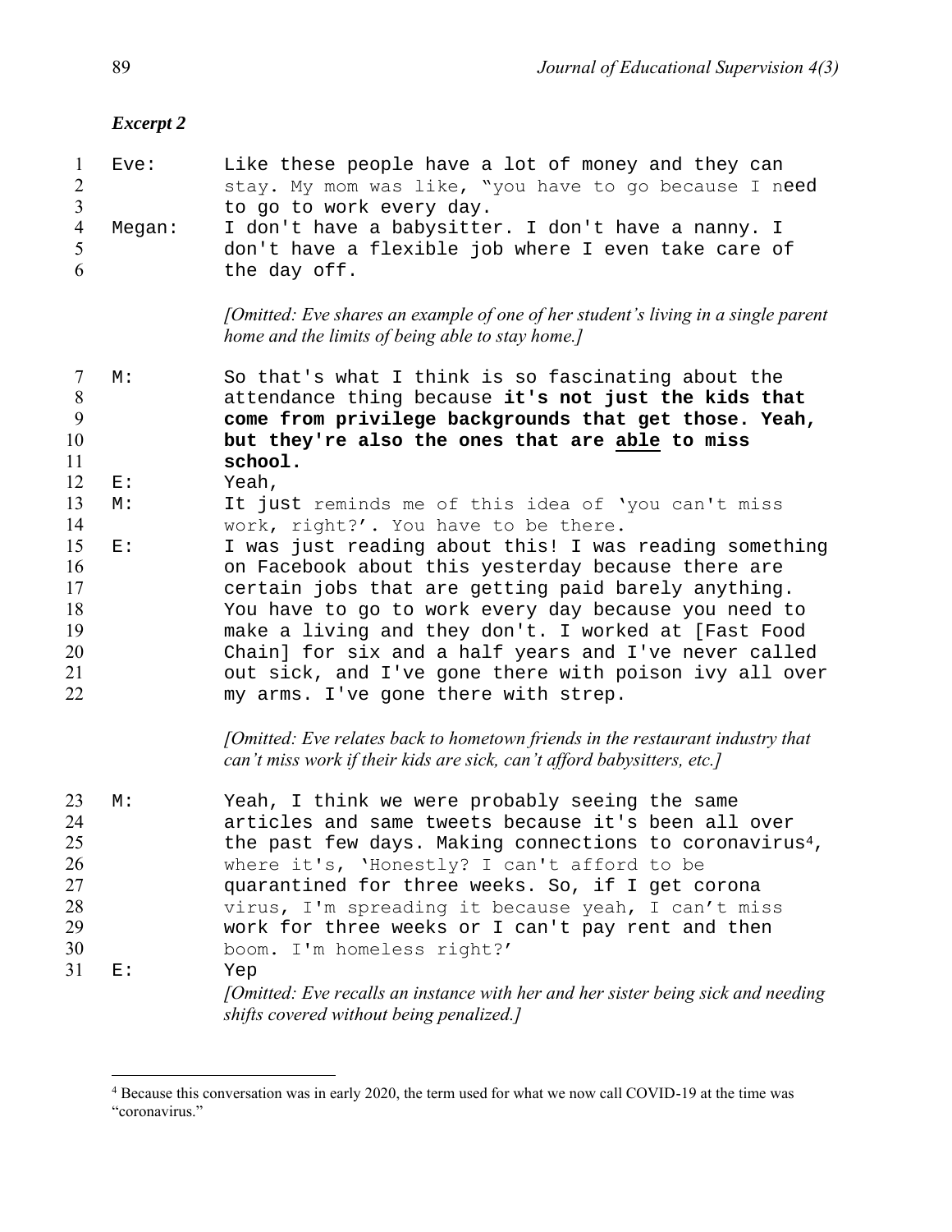*Excerpt 2*

```
1   Eve:      Like these people have a lot of money and they can
2             stay. My mom was like, "you have to go because I need
3             to go to work every day.
4   Megan:    I don't have a babysitter. I don't have a nanny. I
5             don't have a flexible job where I even take care of
6             the day off.
```

*[Omitted: Eve shares an example of one of her student's living in a single parent home and the limits of being able to stay home.]*

```
7   M:        So that's what I think is so fascinating about the
8             attendance thing because it's not just the kids that
9             come from privilege backgrounds that get those. Yeah,
10            but they're also the ones that are able to miss
11            school.
12  E:        Yeah,
13  M:        It just reminds me of this idea of 'you can't miss
14            work, right?'. You have to be there.
15  E:        I was just reading about this! I was reading something
16            on Facebook about this yesterday because there are
17            certain jobs that are getting paid barely anything.
18            You have to go to work every day because you need to
19            make a living and they don't. I worked at [Fast Food
20            Chain] for six and a half years and I've never called
21            out sick, and I've gone there with poison ivy all over
22            my arms. I've gone there with strep.
```

*[Omitted: Eve relates back to hometown friends in the restaurant industry that can't miss work if their kids are sick, can't afford babysitters, etc.]*

```
23  M:        Yeah, I think we were probably seeing the same
24            articles and same tweets because it's been all over
25            the past few days. Making connections to coronavirus[4],
26            where it's, 'Honestly? I can't afford to be
27            quarantined for three weeks. So, if I get corona
28            virus, I'm spreading it because yeah, I can't miss
29            work for three weeks or I can't pay rent and then
30            boom. I'm homeless right?'
31  E:        Yep
```

*[Omitted: Eve recalls an instance with her and her sister being sick and needing shifts covered without being penalized.]*

---

[4] Because this conversation was in early 2020, the term used for what we now call COVID-19 at the time was "coronavirus."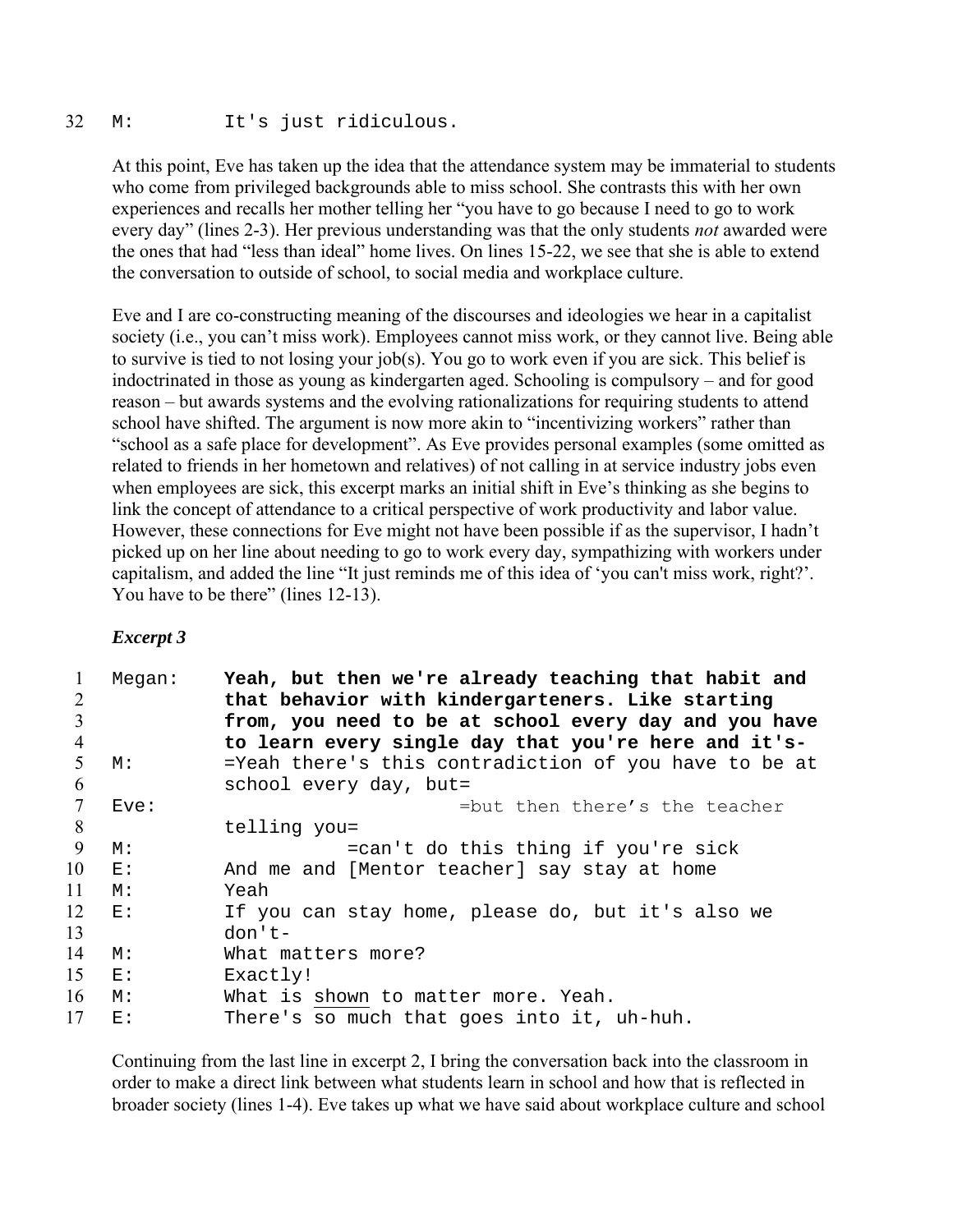```
32  M:        It's just ridiculous.
```

At this point, Eve has taken up the idea that the attendance system may be immaterial to students who come from privileged backgrounds able to miss school. She contrasts this with her own experiences and recalls her mother telling her “you have to go because I need to go to work every day” (lines 2-3). Her previous understanding was that the only students *not* awarded were the ones that had “less than ideal” home lives. On lines 15-22, we see that she is able to extend the conversation to outside of school, to social media and workplace culture.

Eve and I are co-constructing meaning of the discourses and ideologies we hear in a capitalist society (i.e., you can’t miss work). Employees cannot miss work, or they cannot live. Being able to survive is tied to not losing your job(s). You go to work even if you are sick. This belief is indoctrinated in those as young as kindergarten aged. Schooling is compulsory – and for good reason – but awards systems and the evolving rationalizations for requiring students to attend school have shifted. The argument is now more akin to “incentivizing workers” rather than “school as a safe place for development”. As Eve provides personal examples (some omitted as related to friends in her hometown and relatives) of not calling in at service industry jobs even when employees are sick, this excerpt marks an initial shift in Eve’s thinking as she begins to link the concept of attendance to a critical perspective of work productivity and labor value. However, these connections for Eve might not have been possible if as the supervisor, I hadn’t picked up on her line about needing to go to work every day, sympathizing with workers under capitalism, and added the line “It just reminds me of this idea of ‘you can't miss work, right?’. You have to be there” (lines 12-13).

***Excerpt 3***

```
1   Megan:    Yeah, but then we're already teaching that habit and
2             that behavior with kindergarteners. Like starting
3             from, you need to be at school every day and you have
4             to learn every single day that you're here and it's-
5   M:        =Yeah there's this contradiction of you have to be at
6             school every day, but=
7   Eve:                          =but then there’s the teacher
8             telling you=
9   M:                   =can't do this thing if you're sick
10  E:        And me and [Mentor teacher] say stay at home
11  M:        Yeah
12  E:        If you can stay home, please do, but it's also we
13            don't-
14  M:        What matters more?
15  E:        Exactly!
16  M:        What is shown to matter more. Yeah.
17  E:        There's so much that goes into it, uh-huh.
```

Continuing from the last line in excerpt 2, I bring the conversation back into the classroom in order to make a direct link between what students learn in school and how that is reflected in broader society (lines 1-4). Eve takes up what we have said about workplace culture and school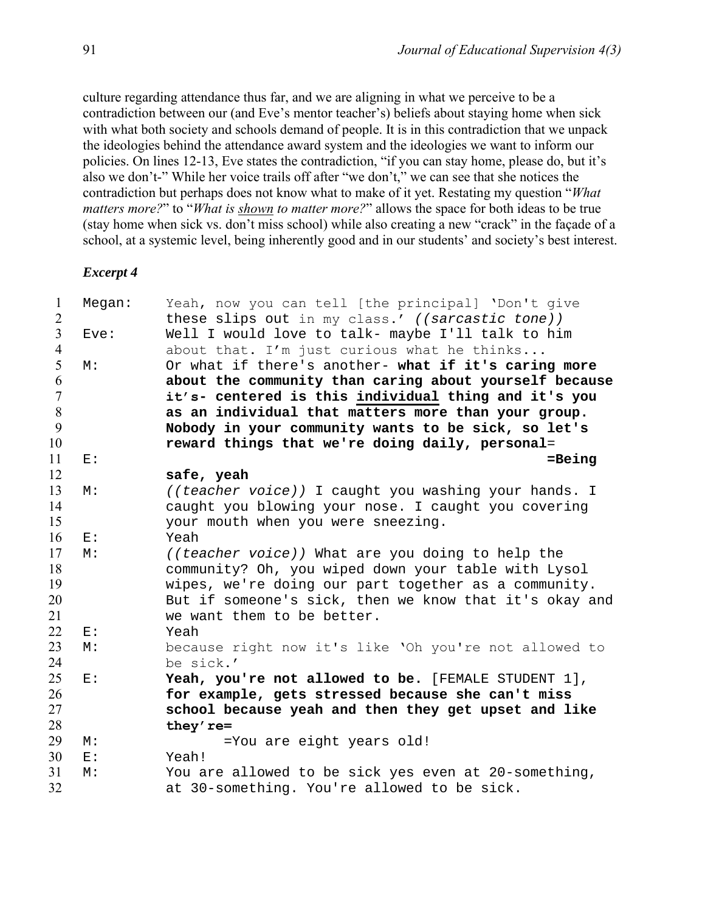culture regarding attendance thus far, and we are aligning in what we perceive to be a contradiction between our (and Eve's mentor teacher's) beliefs about staying home when sick with what both society and schools demand of people. It is in this contradiction that we unpack the ideologies behind the attendance award system and the ideologies we want to inform our policies. On lines 12-13, Eve states the contradiction, "if you can stay home, please do, but it's also we don't-" While her voice trails off after "we don't," we can see that she notices the contradiction but perhaps does not know what to make of it yet. Restating my question "*What matters more?*" to "*What is <u>shown</u> to matter more?*" allows the space for both ideas to be true (stay home when sick vs. don't miss school) while also creating a new "crack" in the façade of a school, at a systemic level, being inherently good and in our students' and society's best interest.

***Excerpt 4***

```
1   Megan:   Yeah, now you can tell [the principal] 'Don't give
2            these slips out in my class.' ((sarcastic tone))
3   Eve:     Well I would love to talk- maybe I'll talk to him
4            about that. I'm just curious what he thinks...
5   M:       Or what if there's another- what if it's caring more
6            about the community than caring about yourself because
7            it's- centered is this individual thing and it's you
8            as an individual that matters more than your group.
9            Nobody in your community wants to be sick, so let's
10           reward things that we're doing daily, personal=
11  E:                                                   =Being
12           safe, yeah
13  M:       ((teacher voice)) I caught you washing your hands. I
14           caught you blowing your nose. I caught you covering
15           your mouth when you were sneezing.
16  E:       Yeah
17  M:       ((teacher voice)) What are you doing to help the
18           community? Oh, you wiped down your table with Lysol
19           wipes, we're doing our part together as a community.
20           But if someone's sick, then we know that it's okay and
21           we want them to be better.
22  E:       Yeah
23  M:       because right now it's like 'Oh you're not allowed to
24           be sick.'
25  E:       Yeah, you're not allowed to be. [FEMALE STUDENT 1],
26           for example, gets stressed because she can't miss
27           school because yeah and then they get upset and like
28           they're=
29  M:              =You are eight years old!
30  E:       Yeah!
31  M:       You are allowed to be sick yes even at 20-something,
32           at 30-something. You're allowed to be sick.
```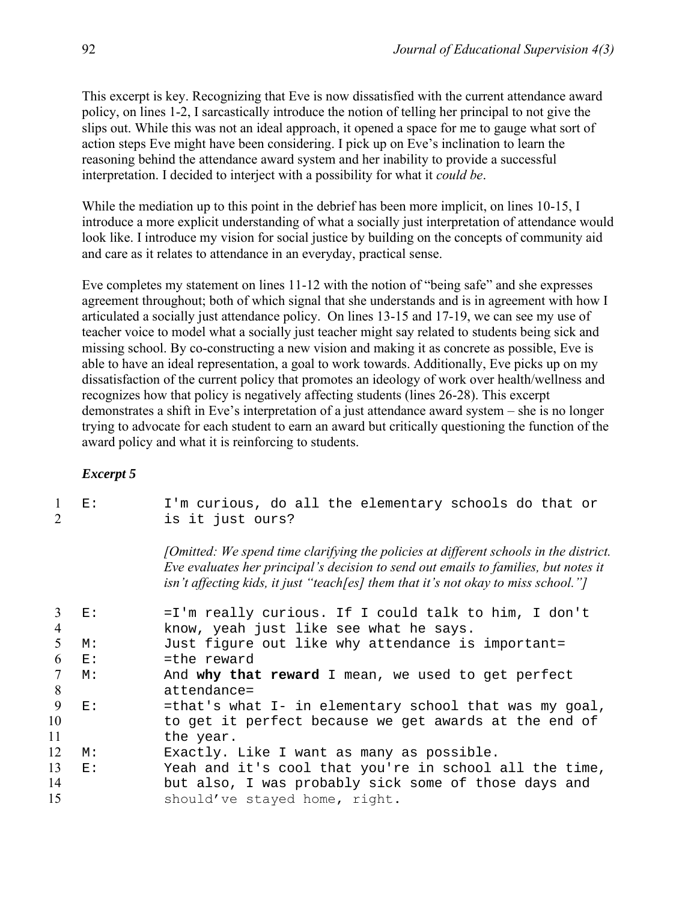This excerpt is key. Recognizing that Eve is now dissatisfied with the current attendance award policy, on lines 1-2, I sarcastically introduce the notion of telling her principal to not give the slips out. While this was not an ideal approach, it opened a space for me to gauge what sort of action steps Eve might have been considering. I pick up on Eve's inclination to learn the reasoning behind the attendance award system and her inability to provide a successful interpretation. I decided to interject with a possibility for what it *could be*.

While the mediation up to this point in the debrief has been more implicit, on lines 10-15, I introduce a more explicit understanding of what a socially just interpretation of attendance would look like. I introduce my vision for social justice by building on the concepts of community aid and care as it relates to attendance in an everyday, practical sense.

Eve completes my statement on lines 11-12 with the notion of "being safe" and she expresses agreement throughout; both of which signal that she understands and is in agreement with how I articulated a socially just attendance policy. On lines 13-15 and 17-19, we can see my use of teacher voice to model what a socially just teacher might say related to students being sick and missing school. By co-constructing a new vision and making it as concrete as possible, Eve is able to have an ideal representation, a goal to work towards. Additionally, Eve picks up on my dissatisfaction of the current policy that promotes an ideology of work over health/wellness and recognizes how that policy is negatively affecting students (lines 26-28). This excerpt demonstrates a shift in Eve's interpretation of a just attendance award system – she is no longer trying to advocate for each student to earn an award but critically questioning the function of the award policy and what it is reinforcing to students.

***Excerpt 5***

```
1   E:    I'm curious, do all the elementary schools do that or
2         is it just ours?
```

*[Omitted: We spend time clarifying the policies at different schools in the district. Eve evaluates her principal's decision to send out emails to families, but notes it isn't affecting kids, it just "teach[es] them that it's not okay to miss school."]*

```
3   E:    =I'm really curious. If I could talk to him, I don't
4         know, yeah just like see what he says.
5   M:    Just figure out like why attendance is important=
6   E:    =the reward
7   M:    And why that reward I mean, we used to get perfect
8         attendance=
9   E:    =that's what I- in elementary school that was my goal,
10        to get it perfect because we get awards at the end of
11        the year.
12  M:    Exactly. Like I want as many as possible.
13  E:    Yeah and it's cool that you're in school all the time,
14        but also, I was probably sick some of those days and
15        should've stayed home, right.
```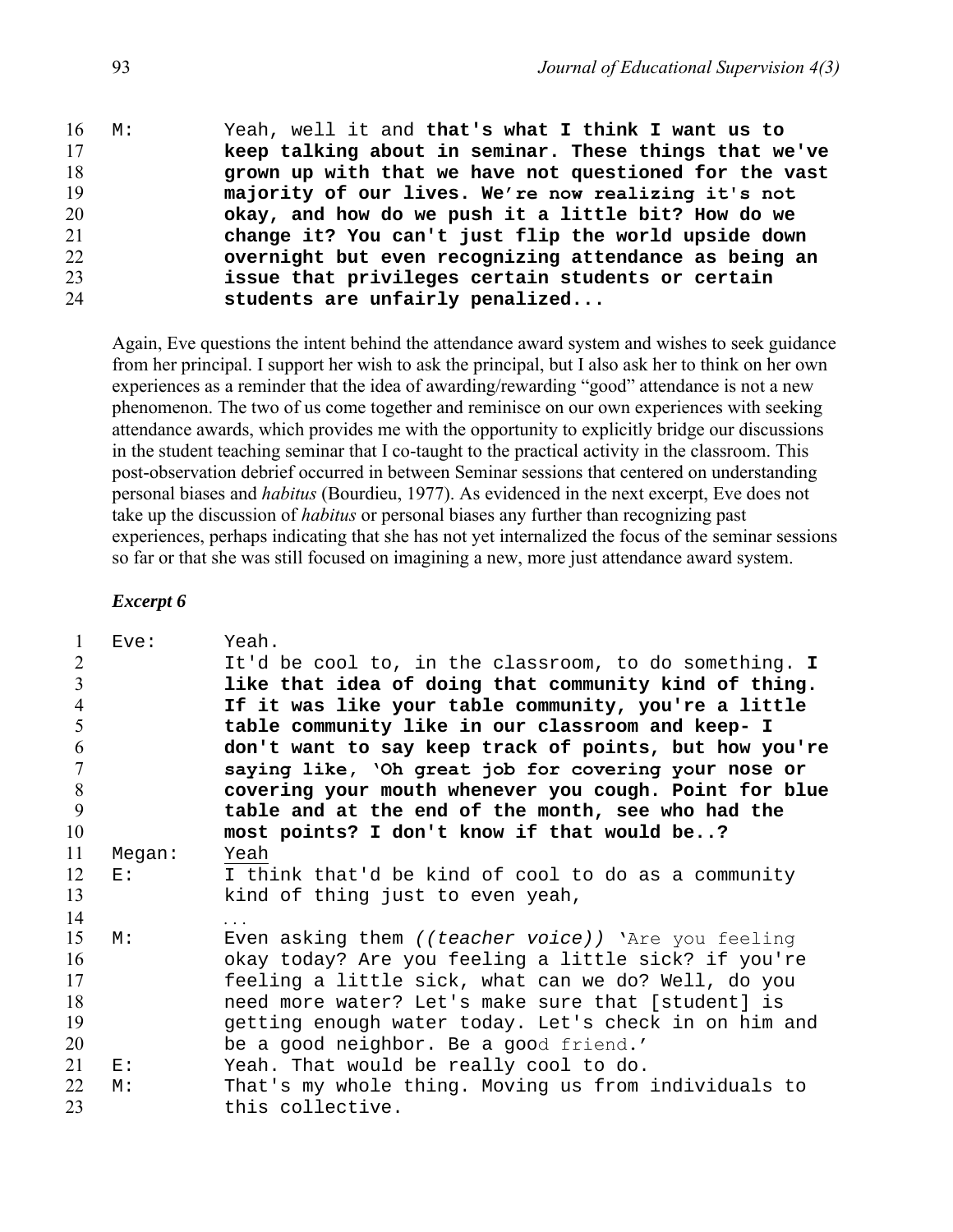```
16  M:      Yeah, well it and that's what I think I want us to
17          keep talking about in seminar. These things that we've
18          grown up with that we have not questioned for the vast
19          majority of our lives. We're now realizing it's not
20          okay, and how do we push it a little bit? How do we
21          change it? You can't just flip the world upside down
22          overnight but even recognizing attendance as being an
23          issue that privileges certain students or certain
24          students are unfairly penalized...
```

Again, Eve questions the intent behind the attendance award system and wishes to seek guidance from her principal. I support her wish to ask the principal, but I also ask her to think on her own experiences as a reminder that the idea of awarding/rewarding "good" attendance is not a new phenomenon. The two of us come together and reminisce on our own experiences with seeking attendance awards, which provides me with the opportunity to explicitly bridge our discussions in the student teaching seminar that I co-taught to the practical activity in the classroom. This post-observation debrief occurred in between Seminar sessions that centered on understanding personal biases and *habitus* (Bourdieu, 1977). As evidenced in the next excerpt, Eve does not take up the discussion of *habitus* or personal biases any further than recognizing past experiences, perhaps indicating that she has not yet internalized the focus of the seminar sessions so far or that she was still focused on imagining a new, more just attendance award system.

### *Excerpt 6*

```
1   Eve:    Yeah.
2           It'd be cool to, in the classroom, to do something. I
3           like that idea of doing that community kind of thing.
4           If it was like your table community, you're a little
5           table community like in our classroom and keep- I
6           don't want to say keep track of points, but how you're
7           saying like, 'Oh great job for covering your nose or
8           covering your mouth whenever you cough. Point for blue
9           table and at the end of the month, see who had the
10          most points? I don't know if that would be..?
11  Megan:  Yeah
12  E:      I think that'd be kind of cool to do as a community
13          kind of thing just to even yeah,
14          ...
15  M:      Even asking them ((teacher voice)) 'Are you feeling
16          okay today? Are you feeling a little sick? if you're
17          feeling a little sick, what can we do? Well, do you
18          need more water? Let's make sure that [student] is
19          getting enough water today. Let's check in on him and
20          be a good neighbor. Be a good friend.'
21  E:      Yeah. That would be really cool to do.
22  M:      That's my whole thing. Moving us from individuals to
23          this collective.
```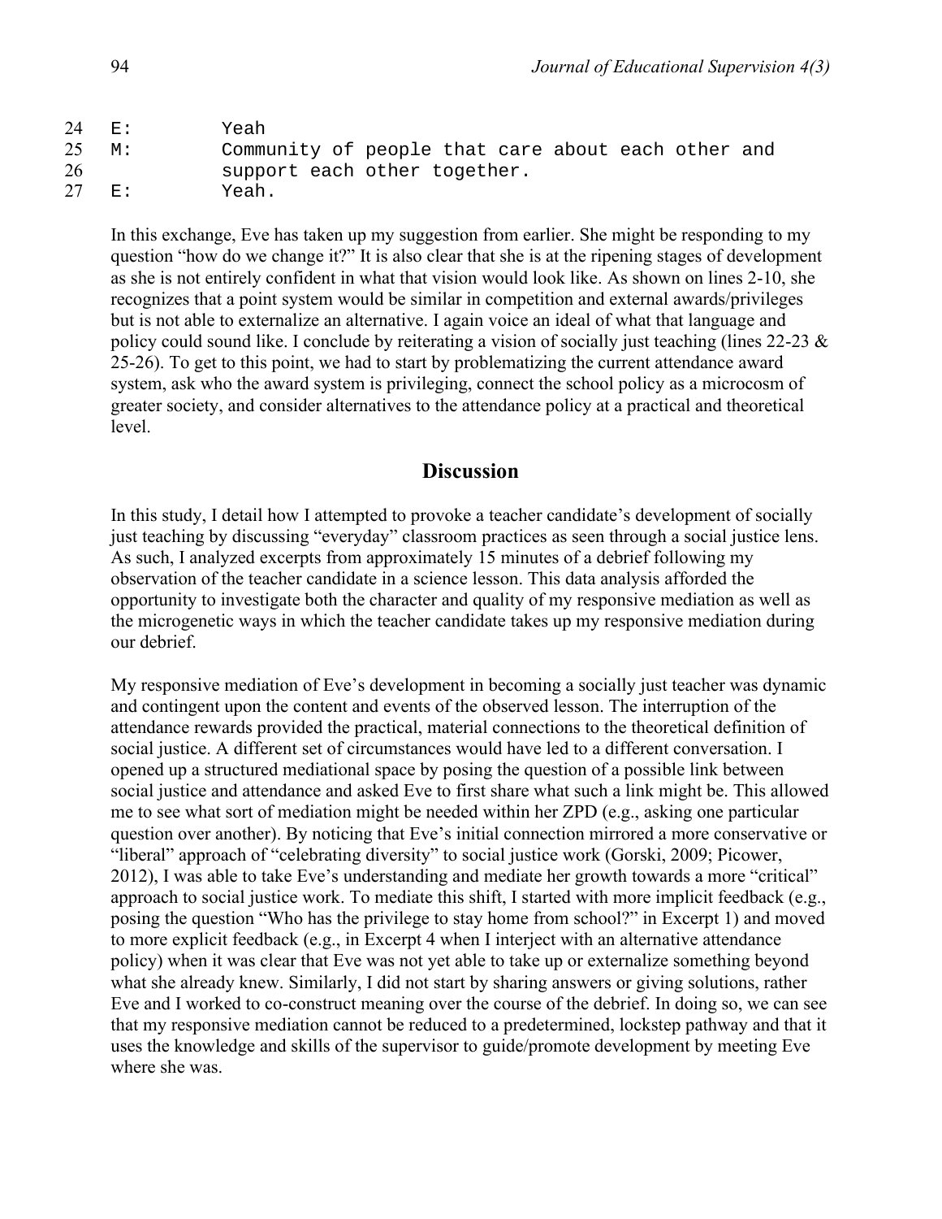```
24  E:      Yeah
25  M:      Community of people that care about each other and
26          support each other together.
27  E:      Yeah.
```

In this exchange, Eve has taken up my suggestion from earlier. She might be responding to my question "how do we change it?" It is also clear that she is at the ripening stages of development as she is not entirely confident in what that vision would look like. As shown on lines 2-10, she recognizes that a point system would be similar in competition and external awards/privileges but is not able to externalize an alternative. I again voice an ideal of what that language and policy could sound like. I conclude by reiterating a vision of socially just teaching (lines 22-23 & 25-26). To get to this point, we had to start by problematizing the current attendance award system, ask who the award system is privileging, connect the school policy as a microcosm of greater society, and consider alternatives to the attendance policy at a practical and theoretical level.

## Discussion

In this study, I detail how I attempted to provoke a teacher candidate's development of socially just teaching by discussing "everyday" classroom practices as seen through a social justice lens. As such, I analyzed excerpts from approximately 15 minutes of a debrief following my observation of the teacher candidate in a science lesson. This data analysis afforded the opportunity to investigate both the character and quality of my responsive mediation as well as the microgenetic ways in which the teacher candidate takes up my responsive mediation during our debrief.

My responsive mediation of Eve's development in becoming a socially just teacher was dynamic and contingent upon the content and events of the observed lesson. The interruption of the attendance rewards provided the practical, material connections to the theoretical definition of social justice. A different set of circumstances would have led to a different conversation. I opened up a structured mediational space by posing the question of a possible link between social justice and attendance and asked Eve to first share what such a link might be. This allowed me to see what sort of mediation might be needed within her ZPD (e.g., asking one particular question over another). By noticing that Eve's initial connection mirrored a more conservative or "liberal" approach of "celebrating diversity" to social justice work (Gorski, 2009; Picower, 2012), I was able to take Eve's understanding and mediate her growth towards a more "critical" approach to social justice work. To mediate this shift, I started with more implicit feedback (e.g., posing the question "Who has the privilege to stay home from school?" in Excerpt 1) and moved to more explicit feedback (e.g., in Excerpt 4 when I interject with an alternative attendance policy) when it was clear that Eve was not yet able to take up or externalize something beyond what she already knew. Similarly, I did not start by sharing answers or giving solutions, rather Eve and I worked to co-construct meaning over the course of the debrief. In doing so, we can see that my responsive mediation cannot be reduced to a predetermined, lockstep pathway and that it uses the knowledge and skills of the supervisor to guide/promote development by meeting Eve where she was.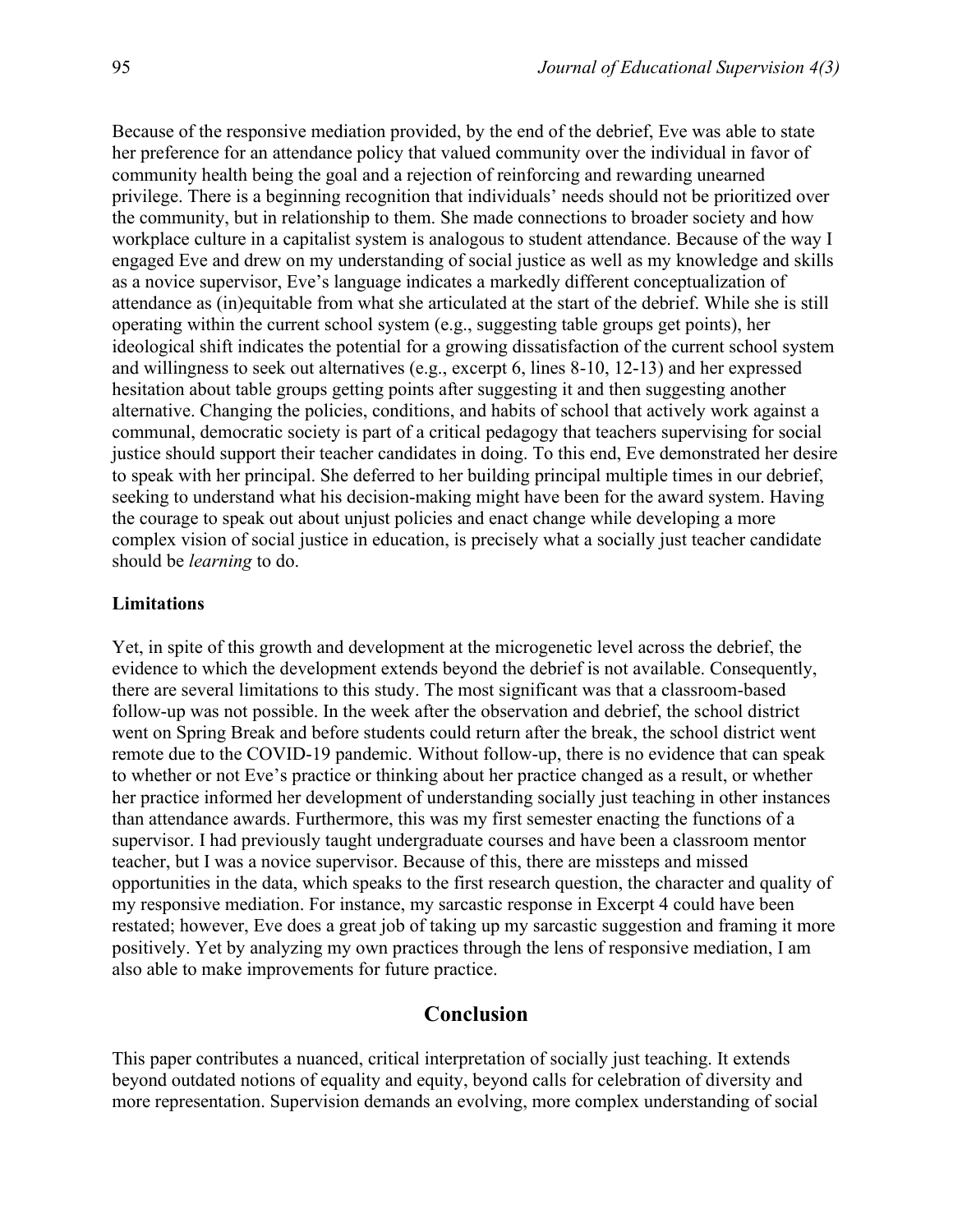Because of the responsive mediation provided, by the end of the debrief, Eve was able to state her preference for an attendance policy that valued community over the individual in favor of community health being the goal and a rejection of reinforcing and rewarding unearned privilege. There is a beginning recognition that individuals' needs should not be prioritized over the community, but in relationship to them. She made connections to broader society and how workplace culture in a capitalist system is analogous to student attendance. Because of the way I engaged Eve and drew on my understanding of social justice as well as my knowledge and skills as a novice supervisor, Eve's language indicates a markedly different conceptualization of attendance as (in)equitable from what she articulated at the start of the debrief. While she is still operating within the current school system (e.g., suggesting table groups get points), her ideological shift indicates the potential for a growing dissatisfaction of the current school system and willingness to seek out alternatives (e.g., excerpt 6, lines 8-10, 12-13) and her expressed hesitation about table groups getting points after suggesting it and then suggesting another alternative. Changing the policies, conditions, and habits of school that actively work against a communal, democratic society is part of a critical pedagogy that teachers supervising for social justice should support their teacher candidates in doing. To this end, Eve demonstrated her desire to speak with her principal. She deferred to her building principal multiple times in our debrief, seeking to understand what his decision-making might have been for the award system. Having the courage to speak out about unjust policies and enact change while developing a more complex vision of social justice in education, is precisely what a socially just teacher candidate should be *learning* to do.

### Limitations

Yet, in spite of this growth and development at the microgenetic level across the debrief, the evidence to which the development extends beyond the debrief is not available. Consequently, there are several limitations to this study. The most significant was that a classroom-based follow-up was not possible. In the week after the observation and debrief, the school district went on Spring Break and before students could return after the break, the school district went remote due to the COVID-19 pandemic. Without follow-up, there is no evidence that can speak to whether or not Eve's practice or thinking about her practice changed as a result, or whether her practice informed her development of understanding socially just teaching in other instances than attendance awards. Furthermore, this was my first semester enacting the functions of a supervisor. I had previously taught undergraduate courses and have been a classroom mentor teacher, but I was a novice supervisor. Because of this, there are missteps and missed opportunities in the data, which speaks to the first research question, the character and quality of my responsive mediation. For instance, my sarcastic response in Excerpt 4 could have been restated; however, Eve does a great job of taking up my sarcastic suggestion and framing it more positively. Yet by analyzing my own practices through the lens of responsive mediation, I am also able to make improvements for future practice.

## Conclusion

This paper contributes a nuanced, critical interpretation of socially just teaching. It extends beyond outdated notions of equality and equity, beyond calls for celebration of diversity and more representation. Supervision demands an evolving, more complex understanding of social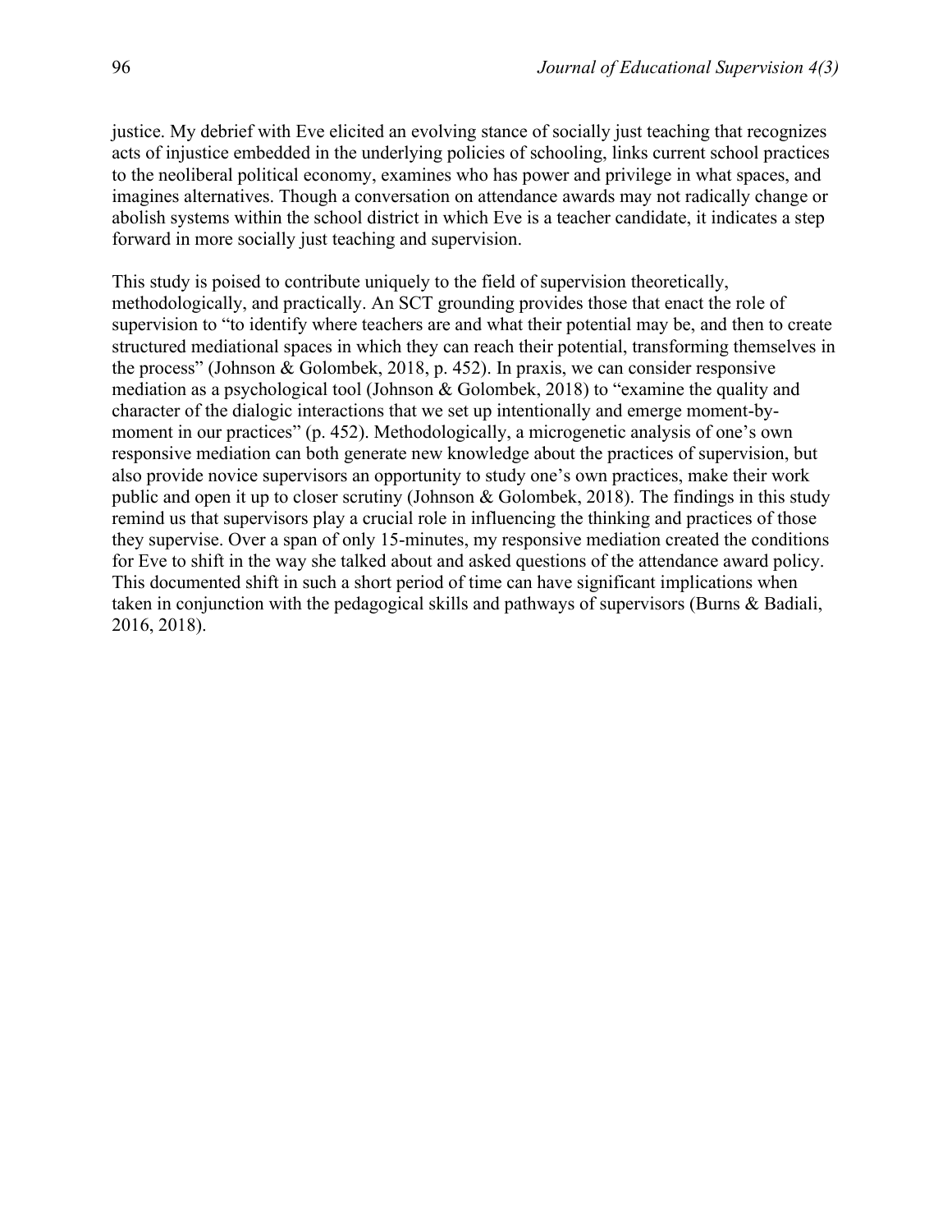justice. My debrief with Eve elicited an evolving stance of socially just teaching that recognizes acts of injustice embedded in the underlying policies of schooling, links current school practices to the neoliberal political economy, examines who has power and privilege in what spaces, and imagines alternatives. Though a conversation on attendance awards may not radically change or abolish systems within the school district in which Eve is a teacher candidate, it indicates a step forward in more socially just teaching and supervision.

This study is poised to contribute uniquely to the field of supervision theoretically, methodologically, and practically. An SCT grounding provides those that enact the role of supervision to "to identify where teachers are and what their potential may be, and then to create structured mediational spaces in which they can reach their potential, transforming themselves in the process" (Johnson & Golombek, 2018, p. 452). In praxis, we can consider responsive mediation as a psychological tool (Johnson & Golombek, 2018) to "examine the quality and character of the dialogic interactions that we set up intentionally and emerge moment-by-moment in our practices" (p. 452). Methodologically, a microgenetic analysis of one's own responsive mediation can both generate new knowledge about the practices of supervision, but also provide novice supervisors an opportunity to study one's own practices, make their work public and open it up to closer scrutiny (Johnson & Golombek, 2018). The findings in this study remind us that supervisors play a crucial role in influencing the thinking and practices of those they supervise. Over a span of only 15-minutes, my responsive mediation created the conditions for Eve to shift in the way she talked about and asked questions of the attendance award policy. This documented shift in such a short period of time can have significant implications when taken in conjunction with the pedagogical skills and pathways of supervisors (Burns & Badiali, 2016, 2018).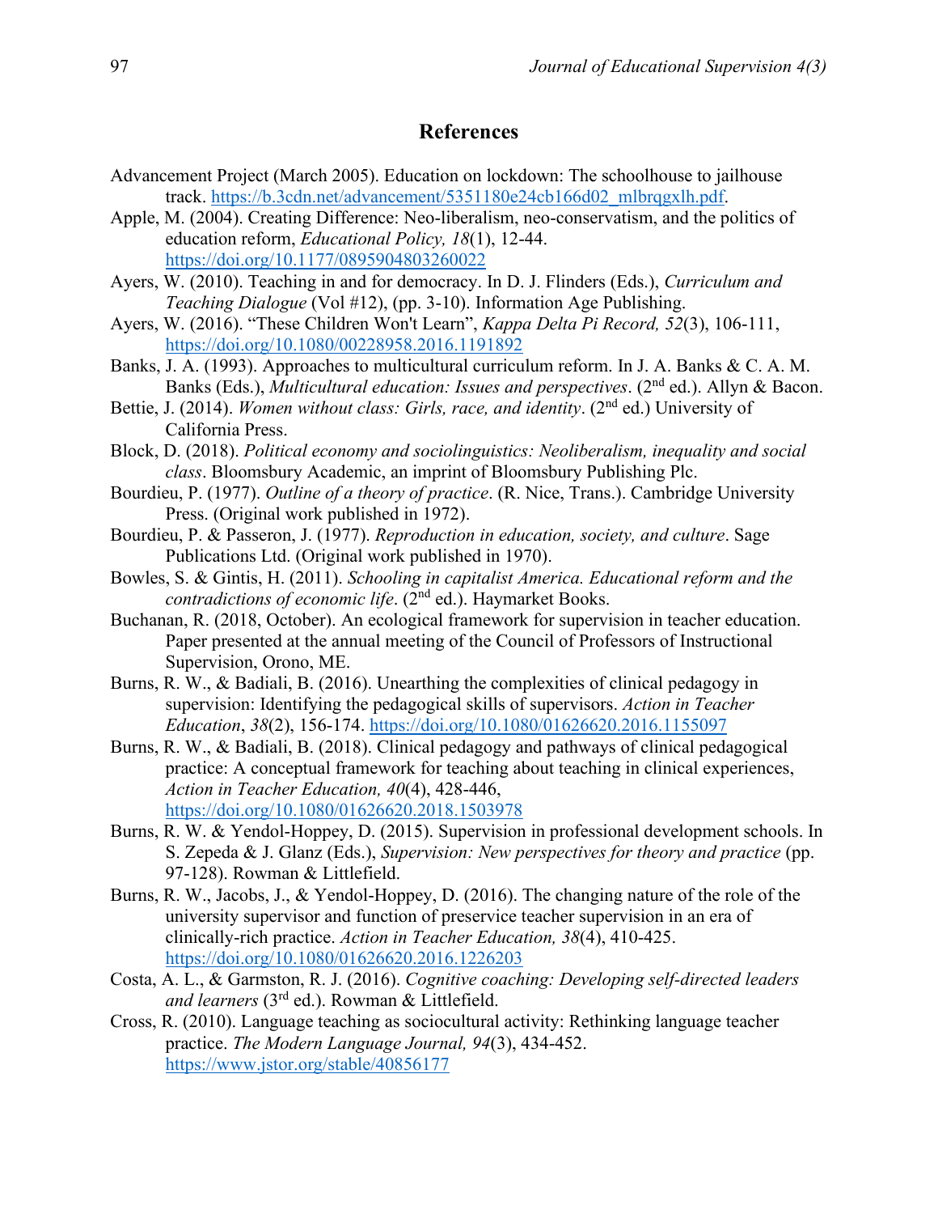## References

Advancement Project (March 2005). Education on lockdown: The schoolhouse to jailhouse track. https://b.3cdn.net/advancement/5351180e24cb166d02_mlbrqgxlh.pdf.

Apple, M. (2004). Creating Difference: Neo-liberalism, neo-conservatism, and the politics of education reform, *Educational Policy, 18*(1), 12-44. https://doi.org/10.1177/0895904803260022

Ayers, W. (2010). Teaching in and for democracy. In D. J. Flinders (Eds.), *Curriculum and Teaching Dialogue* (Vol #12), (pp. 3-10). Information Age Publishing.

Ayers, W. (2016). "These Children Won't Learn", *Kappa Delta Pi Record, 52*(3), 106-111, https://doi.org/10.1080/00228958.2016.1191892

Banks, J. A. (1993). Approaches to multicultural curriculum reform. In J. A. Banks & C. A. M. Banks (Eds.), *Multicultural education: Issues and perspectives*. (2nd ed.). Allyn & Bacon.

Bettie, J. (2014). *Women without class: Girls, race, and identity*. (2nd ed.) University of California Press.

Block, D. (2018). *Political economy and sociolinguistics: Neoliberalism, inequality and social class*. Bloomsbury Academic, an imprint of Bloomsbury Publishing Plc.

Bourdieu, P. (1977). *Outline of a theory of practice*. (R. Nice, Trans.). Cambridge University Press. (Original work published in 1972).

Bourdieu, P. & Passeron, J. (1977). *Reproduction in education, society, and culture*. Sage Publications Ltd. (Original work published in 1970).

Bowles, S. & Gintis, H. (2011). *Schooling in capitalist America. Educational reform and the contradictions of economic life*. (2nd ed.). Haymarket Books.

Buchanan, R. (2018, October). An ecological framework for supervision in teacher education. Paper presented at the annual meeting of the Council of Professors of Instructional Supervision, Orono, ME.

Burns, R. W., & Badiali, B. (2016). Unearthing the complexities of clinical pedagogy in supervision: Identifying the pedagogical skills of supervisors. *Action in Teacher Education*, *38*(2), 156-174. https://doi.org/10.1080/01626620.2016.1155097

Burns, R. W., & Badiali, B. (2018). Clinical pedagogy and pathways of clinical pedagogical practice: A conceptual framework for teaching about teaching in clinical experiences, *Action in Teacher Education, 40*(4), 428-446, https://doi.org/10.1080/01626620.2018.1503978

Burns, R. W. & Yendol-Hoppey, D. (2015). Supervision in professional development schools. In S. Zepeda & J. Glanz (Eds.), *Supervision: New perspectives for theory and practice* (pp. 97-128). Rowman & Littlefield.

Burns, R. W., Jacobs, J., & Yendol-Hoppey, D. (2016). The changing nature of the role of the university supervisor and function of preservice teacher supervision in an era of clinically-rich practice. *Action in Teacher Education, 38*(4), 410-425. https://doi.org/10.1080/01626620.2016.1226203

Costa, A. L., & Garmston, R. J. (2016). *Cognitive coaching: Developing self-directed leaders and learners* (3rd ed.). Rowman & Littlefield.

Cross, R. (2010). Language teaching as sociocultural activity: Rethinking language teacher practice. *The Modern Language Journal, 94*(3), 434-452. https://www.jstor.org/stable/40856177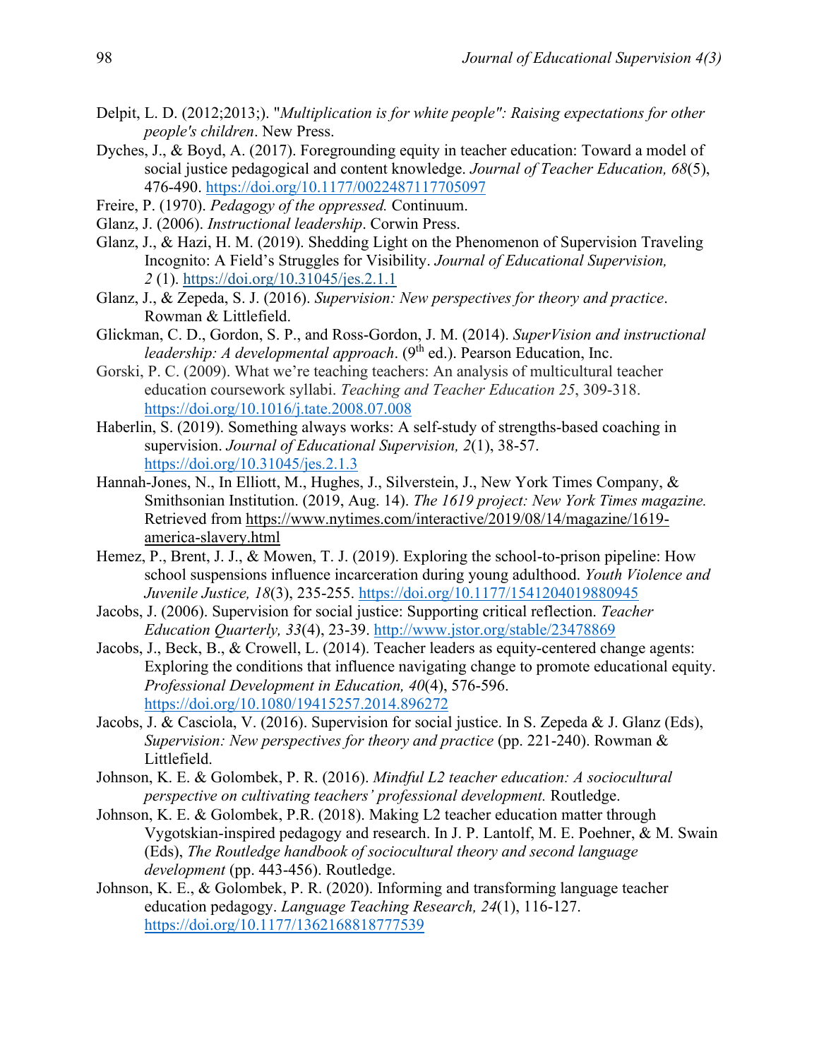Delpit, L. D. (2012;2013;). "*Multiplication is for white people": Raising expectations for other people's children*. New Press.

Dyches, J., & Boyd, A. (2017). Foregrounding equity in teacher education: Toward a model of social justice pedagogical and content knowledge. *Journal of Teacher Education, 68*(5), 476-490. https://doi.org/10.1177/0022487117705097

Freire, P. (1970). *Pedagogy of the oppressed.* Continuum.

Glanz, J. (2006). *Instructional leadership*. Corwin Press.

Glanz, J., & Hazi, H. M. (2019). Shedding Light on the Phenomenon of Supervision Traveling Incognito: A Field's Struggles for Visibility. *Journal of Educational Supervision, 2* (1). https://doi.org/10.31045/jes.2.1.1

Glanz, J., & Zepeda, S. J. (2016). *Supervision: New perspectives for theory and practice*. Rowman & Littlefield.

Glickman, C. D., Gordon, S. P., and Ross-Gordon, J. M. (2014). *SuperVision and instructional leadership: A developmental approach*. (9th ed.). Pearson Education, Inc.

Gorski, P. C. (2009). What we're teaching teachers: An analysis of multicultural teacher education coursework syllabi. *Teaching and Teacher Education 25*, 309-318. https://doi.org/10.1016/j.tate.2008.07.008

Haberlin, S. (2019). Something always works: A self-study of strengths-based coaching in supervision. *Journal of Educational Supervision, 2*(1), 38-57. https://doi.org/10.31045/jes.2.1.3

Hannah-Jones, N., In Elliott, M., Hughes, J., Silverstein, J., New York Times Company, & Smithsonian Institution. (2019, Aug. 14). *The 1619 project: New York Times magazine.* Retrieved from https://www.nytimes.com/interactive/2019/08/14/magazine/1619-america-slavery.html

Hemez, P., Brent, J. J., & Mowen, T. J. (2019). Exploring the school-to-prison pipeline: How school suspensions influence incarceration during young adulthood. *Youth Violence and Juvenile Justice, 18*(3), 235-255. https://doi.org/10.1177/1541204019880945

Jacobs, J. (2006). Supervision for social justice: Supporting critical reflection. *Teacher Education Quarterly, 33*(4), 23-39. http://www.jstor.org/stable/23478869

Jacobs, J., Beck, B., & Crowell, L. (2014). Teacher leaders as equity-centered change agents: Exploring the conditions that influence navigating change to promote educational equity. *Professional Development in Education, 40*(4), 576-596. https://doi.org/10.1080/19415257.2014.896272

Jacobs, J. & Casciola, V. (2016). Supervision for social justice. In S. Zepeda & J. Glanz (Eds), *Supervision: New perspectives for theory and practice* (pp. 221-240). Rowman & Littlefield.

Johnson, K. E. & Golombek, P. R. (2016). *Mindful L2 teacher education: A sociocultural perspective on cultivating teachers' professional development.* Routledge.

Johnson, K. E. & Golombek, P.R. (2018). Making L2 teacher education matter through Vygotskian-inspired pedagogy and research. In J. P. Lantolf, M. E. Poehner, & M. Swain (Eds), *The Routledge handbook of sociocultural theory and second language development* (pp. 443-456). Routledge.

Johnson, K. E., & Golombek, P. R. (2020). Informing and transforming language teacher education pedagogy. *Language Teaching Research, 24*(1), 116-127. https://doi.org/10.1177/1362168818777539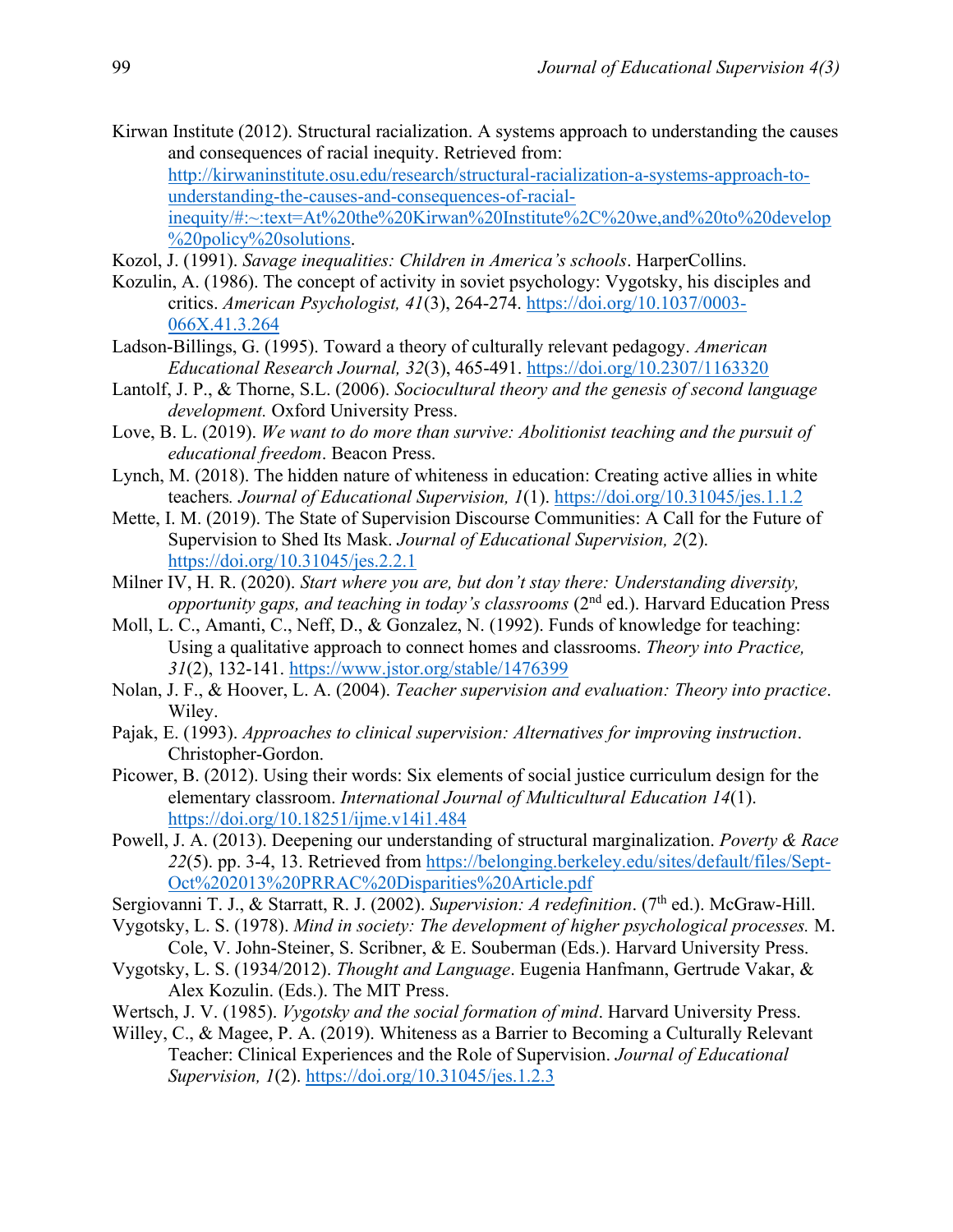Kirwan Institute (2012). Structural racialization. A systems approach to understanding the causes and consequences of racial inequity. Retrieved from: http://kirwaninstitute.osu.edu/research/structural-racialization-a-systems-approach-to-understanding-the-causes-and-consequences-of-racial-inequity/#:~:text=At%20the%20Kirwan%20Institute%2C%20we,and%20to%20develop%20policy%20solutions.

Kozol, J. (1991). *Savage inequalities: Children in America's schools*. HarperCollins.

Kozulin, A. (1986). The concept of activity in soviet psychology: Vygotsky, his disciples and critics. *American Psychologist, 41*(3), 264-274. https://doi.org/10.1037/0003-066X.41.3.264

Ladson-Billings, G. (1995). Toward a theory of culturally relevant pedagogy. *American Educational Research Journal, 32*(3), 465-491. https://doi.org/10.2307/1163320

Lantolf, J. P., & Thorne, S.L. (2006). *Sociocultural theory and the genesis of second language development.* Oxford University Press.

Love, B. L. (2019). *We want to do more than survive: Abolitionist teaching and the pursuit of educational freedom*. Beacon Press.

Lynch, M. (2018). The hidden nature of whiteness in education: Creating active allies in white teachers*. Journal of Educational Supervision, 1*(1). https://doi.org/10.31045/jes.1.1.2

Mette, I. M. (2019). The State of Supervision Discourse Communities: A Call for the Future of Supervision to Shed Its Mask. *Journal of Educational Supervision, 2*(2). https://doi.org/10.31045/jes.2.2.1

Milner IV, H. R. (2020). *Start where you are, but don't stay there: Understanding diversity, opportunity gaps, and teaching in today's classrooms* (2nd ed.). Harvard Education Press

Moll, L. C., Amanti, C., Neff, D., & Gonzalez, N. (1992). Funds of knowledge for teaching: Using a qualitative approach to connect homes and classrooms. *Theory into Practice, 31*(2), 132-141. https://www.jstor.org/stable/1476399

Nolan, J. F., & Hoover, L. A. (2004). *Teacher supervision and evaluation: Theory into practice*. Wiley.

Pajak, E. (1993). *Approaches to clinical supervision: Alternatives for improving instruction*. Christopher-Gordon.

Picower, B. (2012). Using their words: Six elements of social justice curriculum design for the elementary classroom. *International Journal of Multicultural Education 14*(1). https://doi.org/10.18251/ijme.v14i1.484

Powell, J. A. (2013). Deepening our understanding of structural marginalization. *Poverty & Race 22*(5). pp. 3-4, 13. Retrieved from https://belonging.berkeley.edu/sites/default/files/Sept-Oct%202013%20PRRAC%20Disparities%20Article.pdf

Sergiovanni T. J., & Starratt, R. J. (2002). *Supervision: A redefinition*. (7th ed.). McGraw-Hill.

Vygotsky, L. S. (1978). *Mind in society: The development of higher psychological processes.* M. Cole, V. John-Steiner, S. Scribner, & E. Souberman (Eds.). Harvard University Press.

Vygotsky, L. S. (1934/2012). *Thought and Language*. Eugenia Hanfmann, Gertrude Vakar, & Alex Kozulin. (Eds.). The MIT Press.

Wertsch, J. V. (1985). *Vygotsky and the social formation of mind*. Harvard University Press.

Willey, C., & Magee, P. A. (2019). Whiteness as a Barrier to Becoming a Culturally Relevant Teacher: Clinical Experiences and the Role of Supervision. *Journal of Educational Supervision, 1*(2). https://doi.org/10.31045/jes.1.2.3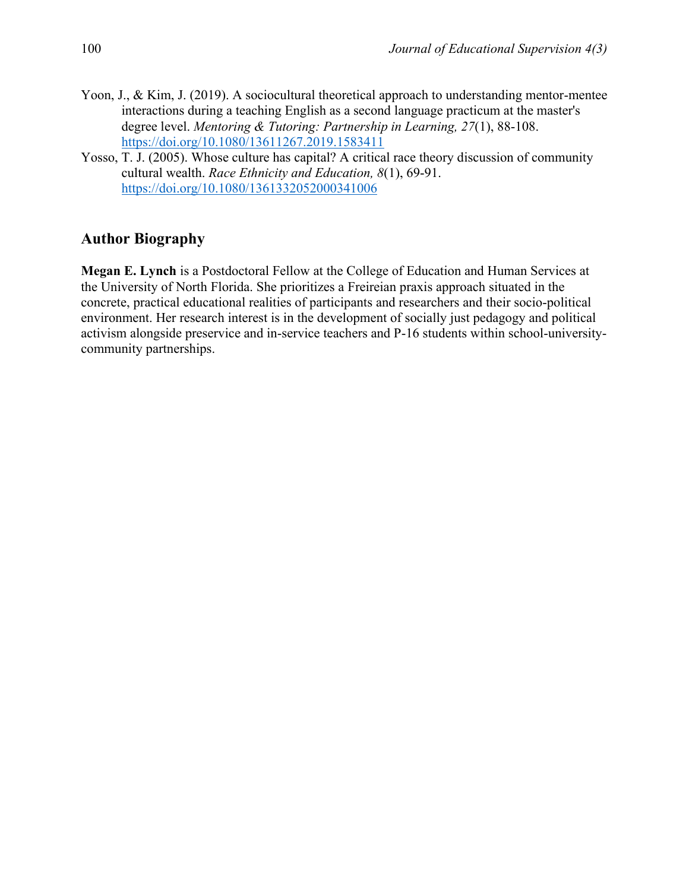Yoon, J., & Kim, J. (2019). A sociocultural theoretical approach to understanding mentor-mentee interactions during a teaching English as a second language practicum at the master's degree level. *Mentoring & Tutoring: Partnership in Learning, 27*(1), 88-108. https://doi.org/10.1080/13611267.2019.1583411

Yosso, T. J. (2005). Whose culture has capital? A critical race theory discussion of community cultural wealth. *Race Ethnicity and Education, 8*(1), 69-91. https://doi.org/10.1080/1361332052000341006

## Author Biography

**Megan E. Lynch** is a Postdoctoral Fellow at the College of Education and Human Services at the University of North Florida. She prioritizes a Freireian praxis approach situated in the concrete, practical educational realities of participants and researchers and their socio-political environment. Her research interest is in the development of socially just pedagogy and political activism alongside preservice and in-service teachers and P-16 students within school-university-community partnerships.